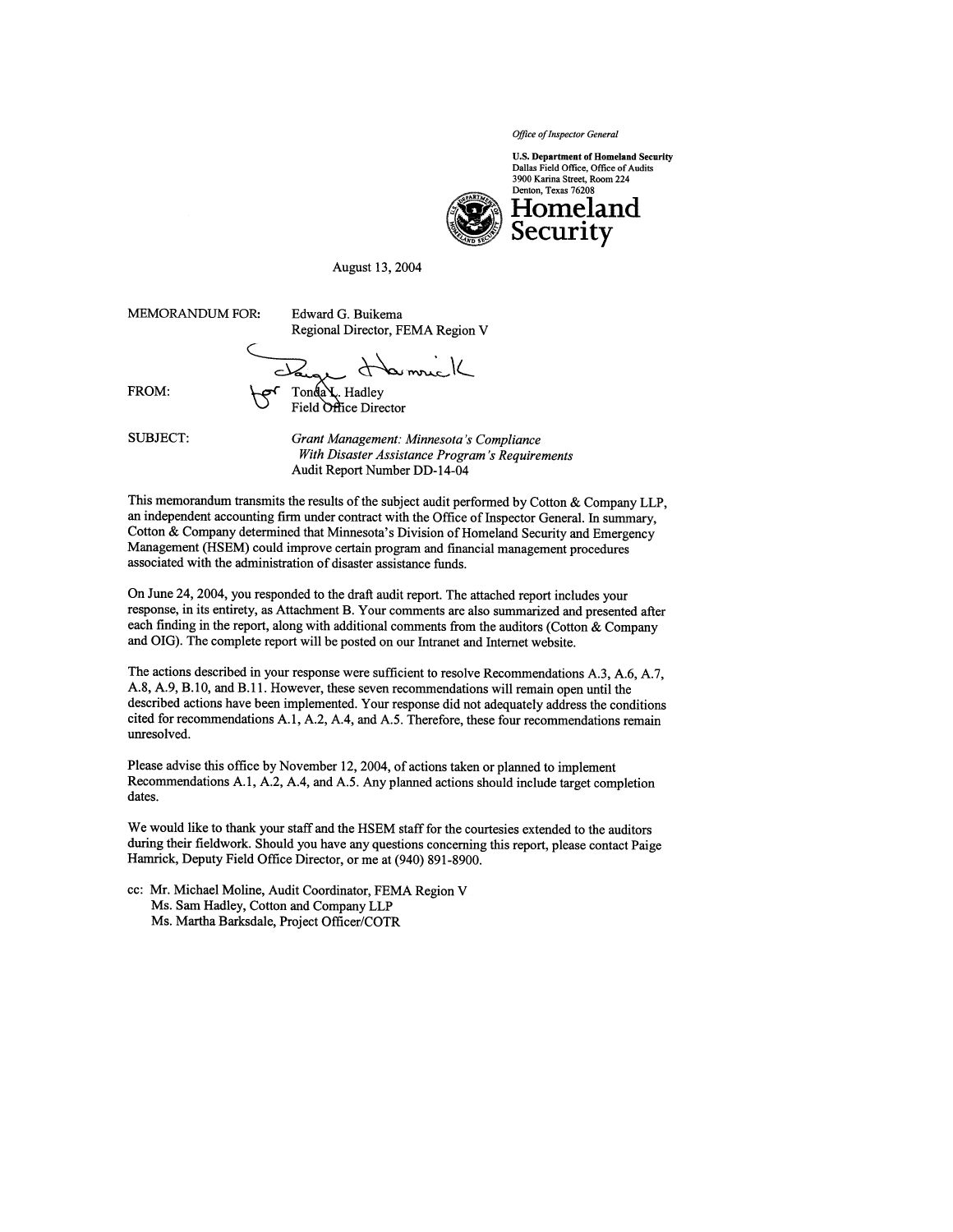*Office of Inspector General*

**U.S. Department of Homeland Security**
Dallas Field Office, Office of Audits
3900 Karina Street, Room 224
Denton, Texas 76208

**Homeland Security**

August 13, 2004

MEMORANDUM FOR: Edward G. Buikema
Regional Director, FEMA Region V

FROM: for Tonda L. Hadley
Field Office Director

SUBJECT: *Grant Management: Minnesota's Compliance With Disaster Assistance Program's Requirements*
Audit Report Number DD-14-04

This memorandum transmits the results of the subject audit performed by Cotton & Company LLP, an independent accounting firm under contract with the Office of Inspector General. In summary, Cotton & Company determined that Minnesota's Division of Homeland Security and Emergency Management (HSEM) could improve certain program and financial management procedures associated with the administration of disaster assistance funds.

On June 24, 2004, you responded to the draft audit report. The attached report includes your response, in its entirety, as Attachment B. Your comments are also summarized and presented after each finding in the report, along with additional comments from the auditors (Cotton & Company and OIG). The complete report will be posted on our Intranet and Internet website.

The actions described in your response were sufficient to resolve Recommendations A.3, A.6, A.7, A.8, A.9, B.10, and B.11. However, these seven recommendations will remain open until the described actions have been implemented. Your response did not adequately address the conditions cited for recommendations A.1, A.2, A.4, and A.5. Therefore, these four recommendations remain unresolved.

Please advise this office by November 12, 2004, of actions taken or planned to implement Recommendations A.1, A.2, A.4, and A.5. Any planned actions should include target completion dates.

We would like to thank your staff and the HSEM staff for the courtesies extended to the auditors during their fieldwork. Should you have any questions concerning this report, please contact Paige Hamrick, Deputy Field Office Director, or me at (940) 891-8900.

cc: Mr. Michael Moline, Audit Coordinator, FEMA Region V
Ms. Sam Hadley, Cotton and Company LLP
Ms. Martha Barksdale, Project Officer/COTR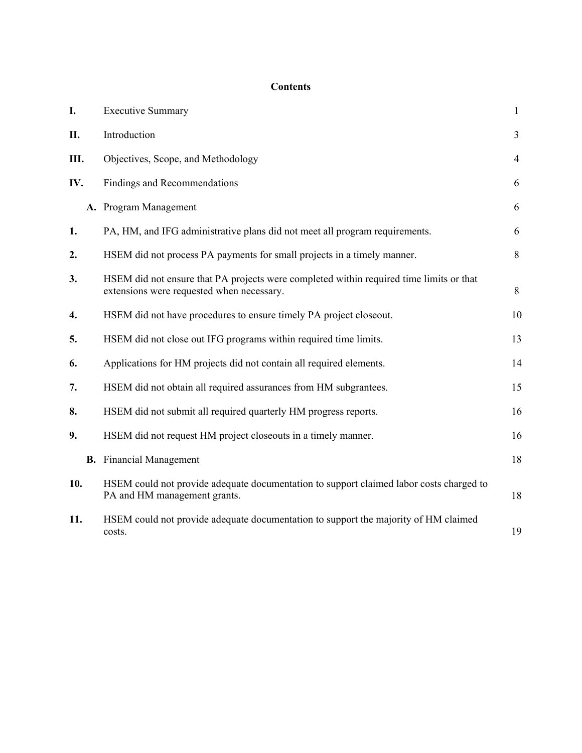## Contents

| | | |
|---|---|---|
| **I.** | Executive Summary | 1 |
| **II.** | Introduction | 3 |
| **III.** | Objectives, Scope, and Methodology | 4 |
| **IV.** | Findings and Recommendations | 6 |
| | **A.** Program Management | 6 |
| **1.** | PA, HM, and IFG administrative plans did not meet all program requirements. | 6 |
| **2.** | HSEM did not process PA payments for small projects in a timely manner. | 8 |
| **3.** | HSEM did not ensure that PA projects were completed within required time limits or that extensions were requested when necessary. | 8 |
| **4.** | HSEM did not have procedures to ensure timely PA project closeout. | 10 |
| **5.** | HSEM did not close out IFG programs within required time limits. | 13 |
| **6.** | Applications for HM projects did not contain all required elements. | 14 |
| **7.** | HSEM did not obtain all required assurances from HM subgrantees. | 15 |
| **8.** | HSEM did not submit all required quarterly HM progress reports. | 16 |
| **9.** | HSEM did not request HM project closeouts in a timely manner. | 16 |
| | **B.** Financial Management | 18 |
| **10.** | HSEM could not provide adequate documentation to support claimed labor costs charged to PA and HM management grants. | 18 |
| **11.** | HSEM could not provide adequate documentation to support the majority of HM claimed costs. | 19 |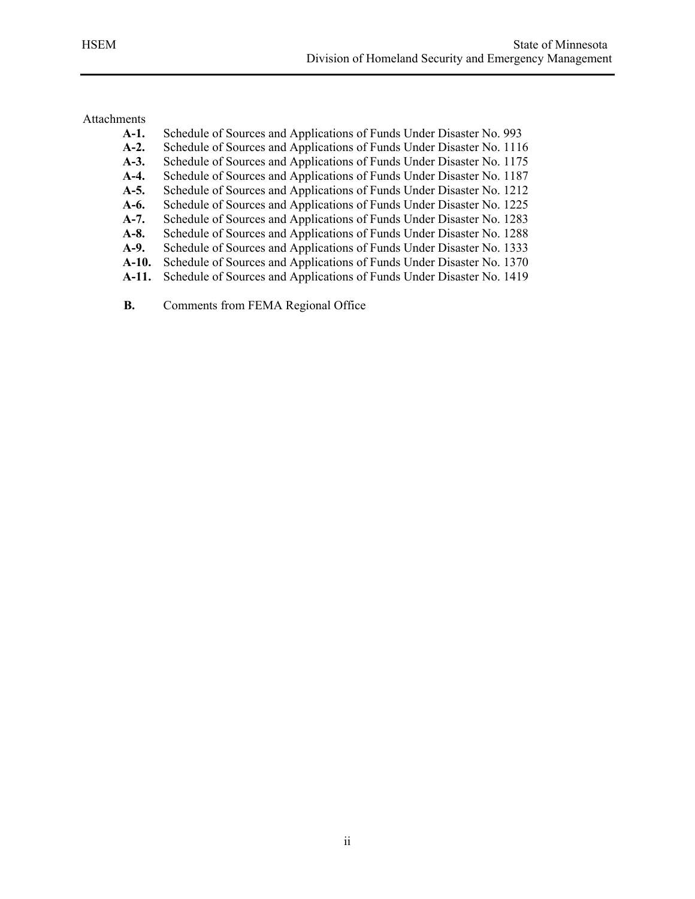Attachments

- **A-1.** Schedule of Sources and Applications of Funds Under Disaster No. 993
- **A-2.** Schedule of Sources and Applications of Funds Under Disaster No. 1116
- **A-3.** Schedule of Sources and Applications of Funds Under Disaster No. 1175
- **A-4.** Schedule of Sources and Applications of Funds Under Disaster No. 1187
- **A-5.** Schedule of Sources and Applications of Funds Under Disaster No. 1212
- **A-6.** Schedule of Sources and Applications of Funds Under Disaster No. 1225
- **A-7.** Schedule of Sources and Applications of Funds Under Disaster No. 1283
- **A-8.** Schedule of Sources and Applications of Funds Under Disaster No. 1288
- **A-9.** Schedule of Sources and Applications of Funds Under Disaster No. 1333
- **A-10.** Schedule of Sources and Applications of Funds Under Disaster No. 1370
- **A-11.** Schedule of Sources and Applications of Funds Under Disaster No. 1419

- **B.** Comments from FEMA Regional Office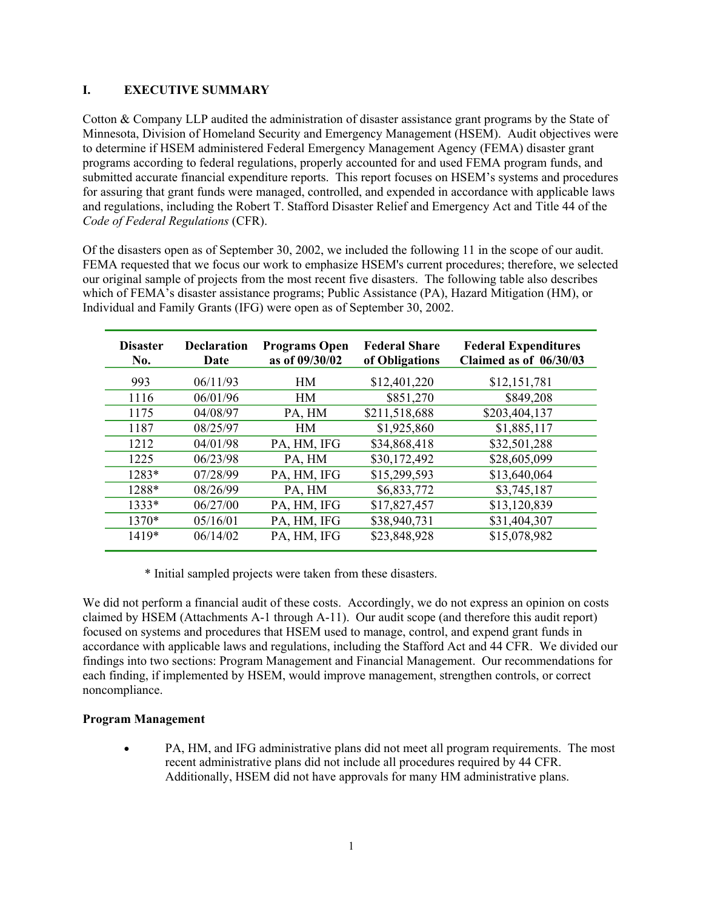## I. EXECUTIVE SUMMARY

Cotton & Company LLP audited the administration of disaster assistance grant programs by the State of Minnesota, Division of Homeland Security and Emergency Management (HSEM). Audit objectives were to determine if HSEM administered Federal Emergency Management Agency (FEMA) disaster grant programs according to federal regulations, properly accounted for and used FEMA program funds, and submitted accurate financial expenditure reports. This report focuses on HSEM's systems and procedures for assuring that grant funds were managed, controlled, and expended in accordance with applicable laws and regulations, including the Robert T. Stafford Disaster Relief and Emergency Act and Title 44 of the *Code of Federal Regulations* (CFR).

Of the disasters open as of September 30, 2002, we included the following 11 in the scope of our audit. FEMA requested that we focus our work to emphasize HSEM's current procedures; therefore, we selected our original sample of projects from the most recent five disasters. The following table also describes which of FEMA's disaster assistance programs; Public Assistance (PA), Hazard Mitigation (HM), or Individual and Family Grants (IFG) were open as of September 30, 2002.

| Disaster No. | Declaration Date | Programs Open as of 09/30/02 | Federal Share of Obligations | Federal Expenditures Claimed as of 06/30/03 |
|---|---|---|---|---|
| 993 | 06/11/93 | HM | $12,401,220 | $12,151,781 |
| 1116 | 06/01/96 | HM | $851,270 | $849,208 |
| 1175 | 04/08/97 | PA, HM | $211,518,688 | $203,404,137 |
| 1187 | 08/25/97 | HM | $1,925,860 | $1,885,117 |
| 1212 | 04/01/98 | PA, HM, IFG | $34,868,418 | $32,501,288 |
| 1225 | 06/23/98 | PA, HM | $30,172,492 | $28,605,099 |
| 1283* | 07/28/99 | PA, HM, IFG | $15,299,593 | $13,640,064 |
| 1288* | 08/26/99 | PA, HM | $6,833,772 | $3,745,187 |
| 1333* | 06/27/00 | PA, HM, IFG | $17,827,457 | $13,120,839 |
| 1370* | 05/16/01 | PA, HM, IFG | $38,940,731 | $31,404,307 |
| 1419* | 06/14/02 | PA, HM, IFG | $23,848,928 | $15,078,982 |

\* Initial sampled projects were taken from these disasters.

We did not perform a financial audit of these costs. Accordingly, we do not express an opinion on costs claimed by HSEM (Attachments A-1 through A-11). Our audit scope (and therefore this audit report) focused on systems and procedures that HSEM used to manage, control, and expend grant funds in accordance with applicable laws and regulations, including the Stafford Act and 44 CFR. We divided our findings into two sections: Program Management and Financial Management. Our recommendations for each finding, if implemented by HSEM, would improve management, strengthen controls, or correct noncompliance.

**Program Management**

- PA, HM, and IFG administrative plans did not meet all program requirements. The most recent administrative plans did not include all procedures required by 44 CFR. Additionally, HSEM did not have approvals for many HM administrative plans.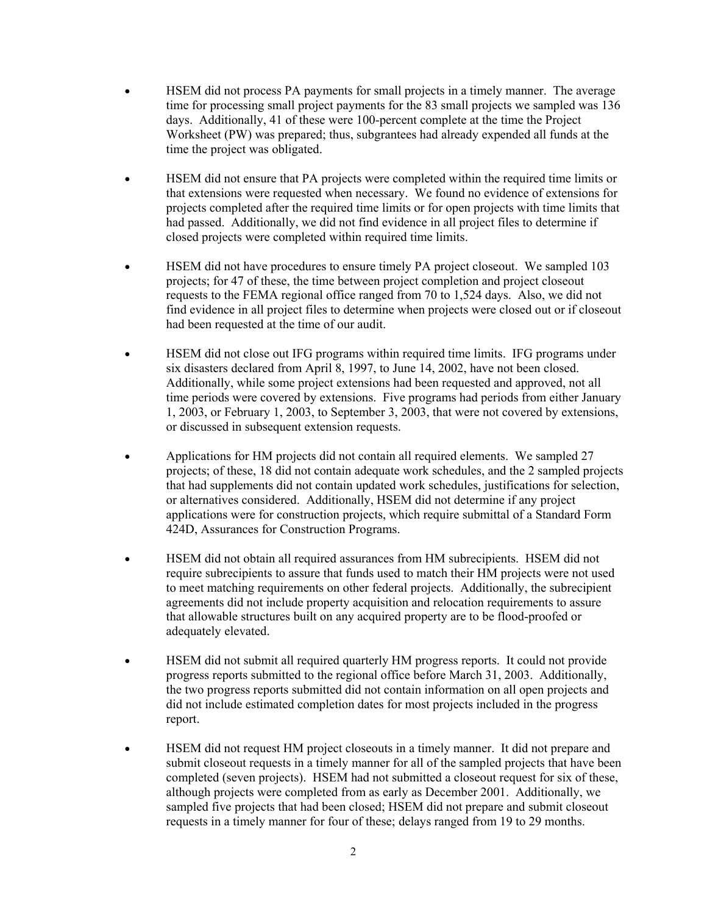- HSEM did not process PA payments for small projects in a timely manner. The average time for processing small project payments for the 83 small projects we sampled was 136 days. Additionally, 41 of these were 100-percent complete at the time the Project Worksheet (PW) was prepared; thus, subgrantees had already expended all funds at the time the project was obligated.

- HSEM did not ensure that PA projects were completed within the required time limits or that extensions were requested when necessary. We found no evidence of extensions for projects completed after the required time limits or for open projects with time limits that had passed. Additionally, we did not find evidence in all project files to determine if closed projects were completed within required time limits.

- HSEM did not have procedures to ensure timely PA project closeout. We sampled 103 projects; for 47 of these, the time between project completion and project closeout requests to the FEMA regional office ranged from 70 to 1,524 days. Also, we did not find evidence in all project files to determine when projects were closed out or if closeout had been requested at the time of our audit.

- HSEM did not close out IFG programs within required time limits. IFG programs under six disasters declared from April 8, 1997, to June 14, 2002, have not been closed. Additionally, while some project extensions had been requested and approved, not all time periods were covered by extensions. Five programs had periods from either January 1, 2003, or February 1, 2003, to September 3, 2003, that were not covered by extensions, or discussed in subsequent extension requests.

- Applications for HM projects did not contain all required elements. We sampled 27 projects; of these, 18 did not contain adequate work schedules, and the 2 sampled projects that had supplements did not contain updated work schedules, justifications for selection, or alternatives considered. Additionally, HSEM did not determine if any project applications were for construction projects, which require submittal of a Standard Form 424D, Assurances for Construction Programs.

- HSEM did not obtain all required assurances from HM subrecipients. HSEM did not require subrecipients to assure that funds used to match their HM projects were not used to meet matching requirements on other federal projects. Additionally, the subrecipient agreements did not include property acquisition and relocation requirements to assure that allowable structures built on any acquired property are to be flood-proofed or adequately elevated.

- HSEM did not submit all required quarterly HM progress reports. It could not provide progress reports submitted to the regional office before March 31, 2003. Additionally, the two progress reports submitted did not contain information on all open projects and did not include estimated completion dates for most projects included in the progress report.

- HSEM did not request HM project closeouts in a timely manner. It did not prepare and submit closeout requests in a timely manner for all of the sampled projects that have been completed (seven projects). HSEM had not submitted a closeout request for six of these, although projects were completed from as early as December 2001. Additionally, we sampled five projects that had been closed; HSEM did not prepare and submit closeout requests in a timely manner for four of these; delays ranged from 19 to 29 months.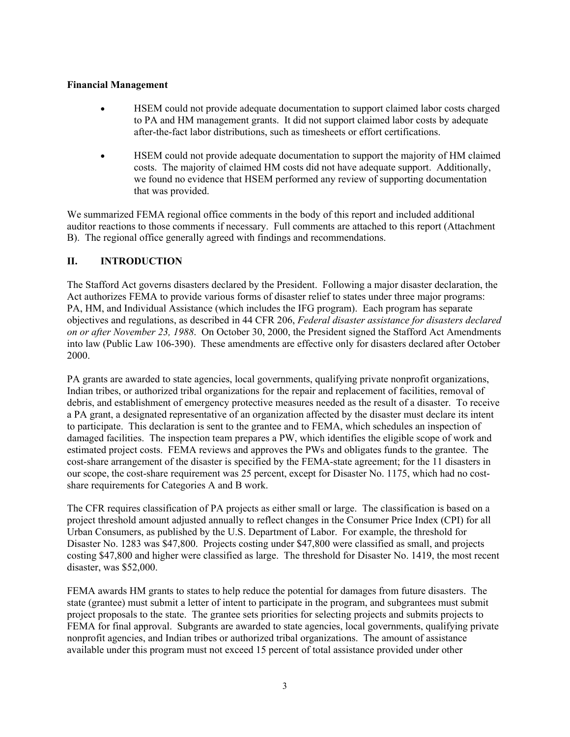**Financial Management**

- HSEM could not provide adequate documentation to support claimed labor costs charged to PA and HM management grants. It did not support claimed labor costs by adequate after-the-fact labor distributions, such as timesheets or effort certifications.

- HSEM could not provide adequate documentation to support the majority of HM claimed costs. The majority of claimed HM costs did not have adequate support. Additionally, we found no evidence that HSEM performed any review of supporting documentation that was provided.

We summarized FEMA regional office comments in the body of this report and included additional auditor reactions to those comments if necessary. Full comments are attached to this report (Attachment B). The regional office generally agreed with findings and recommendations.

## II. INTRODUCTION

The Stafford Act governs disasters declared by the President. Following a major disaster declaration, the Act authorizes FEMA to provide various forms of disaster relief to states under three major programs: PA, HM, and Individual Assistance (which includes the IFG program). Each program has separate objectives and regulations, as described in 44 CFR 206, *Federal disaster assistance for disasters declared on or after November 23, 1988*. On October 30, 2000, the President signed the Stafford Act Amendments into law (Public Law 106-390). These amendments are effective only for disasters declared after October 2000.

PA grants are awarded to state agencies, local governments, qualifying private nonprofit organizations, Indian tribes, or authorized tribal organizations for the repair and replacement of facilities, removal of debris, and establishment of emergency protective measures needed as the result of a disaster. To receive a PA grant, a designated representative of an organization affected by the disaster must declare its intent to participate. This declaration is sent to the grantee and to FEMA, which schedules an inspection of damaged facilities. The inspection team prepares a PW, which identifies the eligible scope of work and estimated project costs. FEMA reviews and approves the PWs and obligates funds to the grantee. The cost-share arrangement of the disaster is specified by the FEMA-state agreement; for the 11 disasters in our scope, the cost-share requirement was 25 percent, except for Disaster No. 1175, which had no cost-share requirements for Categories A and B work.

The CFR requires classification of PA projects as either small or large. The classification is based on a project threshold amount adjusted annually to reflect changes in the Consumer Price Index (CPI) for all Urban Consumers, as published by the U.S. Department of Labor. For example, the threshold for Disaster No. 1283 was $47,800. Projects costing under $47,800 were classified as small, and projects costing $47,800 and higher were classified as large. The threshold for Disaster No. 1419, the most recent disaster, was $52,000.

FEMA awards HM grants to states to help reduce the potential for damages from future disasters. The state (grantee) must submit a letter of intent to participate in the program, and subgrantees must submit project proposals to the state. The grantee sets priorities for selecting projects and submits projects to FEMA for final approval. Subgrants are awarded to state agencies, local governments, qualifying private nonprofit agencies, and Indian tribes or authorized tribal organizations. The amount of assistance available under this program must not exceed 15 percent of total assistance provided under other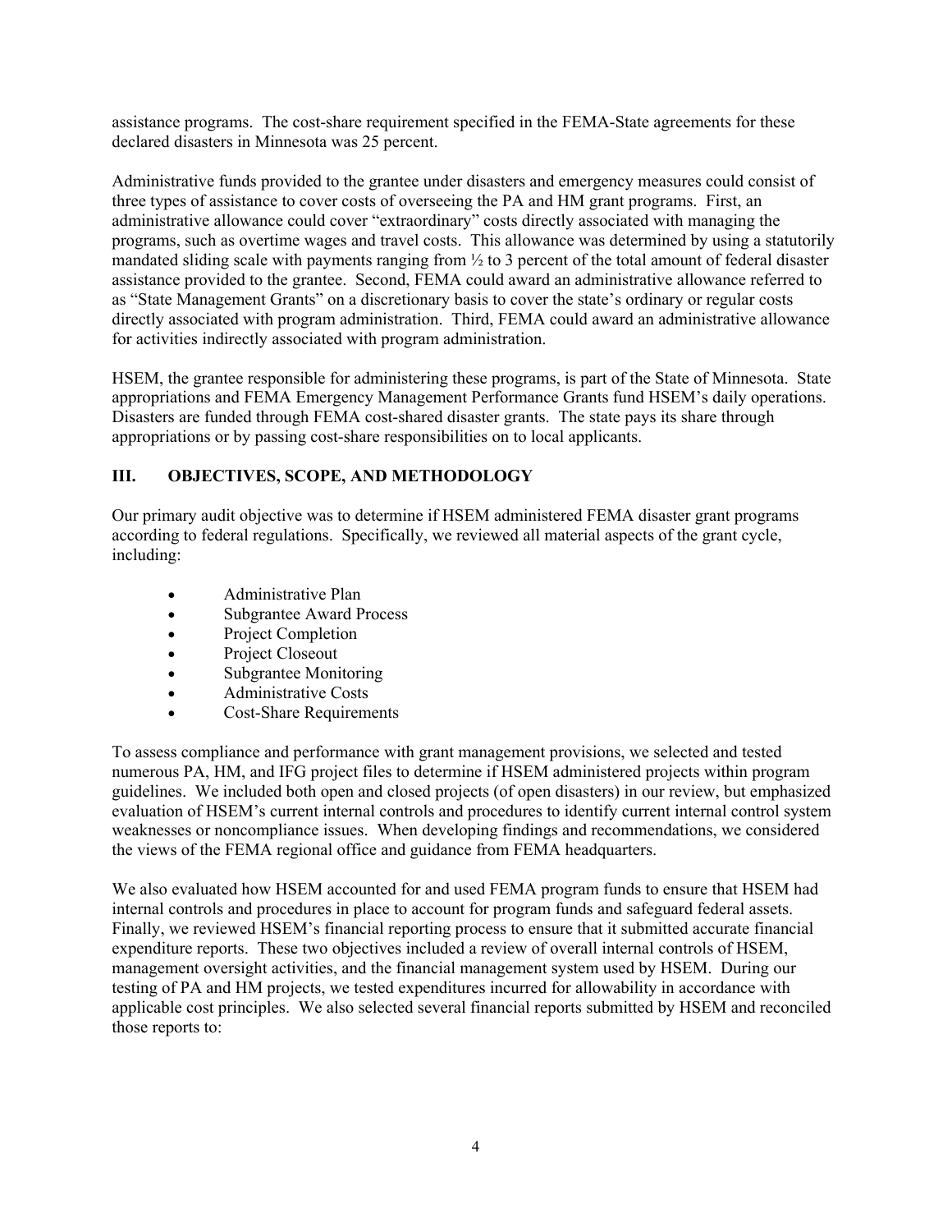assistance programs. The cost-share requirement specified in the FEMA-State agreements for these declared disasters in Minnesota was 25 percent.

Administrative funds provided to the grantee under disasters and emergency measures could consist of three types of assistance to cover costs of overseeing the PA and HM grant programs. First, an administrative allowance could cover "extraordinary" costs directly associated with managing the programs, such as overtime wages and travel costs. This allowance was determined by using a statutorily mandated sliding scale with payments ranging from ½ to 3 percent of the total amount of federal disaster assistance provided to the grantee. Second, FEMA could award an administrative allowance referred to as "State Management Grants" on a discretionary basis to cover the state's ordinary or regular costs directly associated with program administration. Third, FEMA could award an administrative allowance for activities indirectly associated with program administration.

HSEM, the grantee responsible for administering these programs, is part of the State of Minnesota. State appropriations and FEMA Emergency Management Performance Grants fund HSEM's daily operations. Disasters are funded through FEMA cost-shared disaster grants. The state pays its share through appropriations or by passing cost-share responsibilities on to local applicants.

## III. OBJECTIVES, SCOPE, AND METHODOLOGY

Our primary audit objective was to determine if HSEM administered FEMA disaster grant programs according to federal regulations. Specifically, we reviewed all material aspects of the grant cycle, including:

- Administrative Plan
- Subgrantee Award Process
- Project Completion
- Project Closeout
- Subgrantee Monitoring
- Administrative Costs
- Cost-Share Requirements

To assess compliance and performance with grant management provisions, we selected and tested numerous PA, HM, and IFG project files to determine if HSEM administered projects within program guidelines. We included both open and closed projects (of open disasters) in our review, but emphasized evaluation of HSEM's current internal controls and procedures to identify current internal control system weaknesses or noncompliance issues. When developing findings and recommendations, we considered the views of the FEMA regional office and guidance from FEMA headquarters.

We also evaluated how HSEM accounted for and used FEMA program funds to ensure that HSEM had internal controls and procedures in place to account for program funds and safeguard federal assets. Finally, we reviewed HSEM's financial reporting process to ensure that it submitted accurate financial expenditure reports. These two objectives included a review of overall internal controls of HSEM, management oversight activities, and the financial management system used by HSEM. During our testing of PA and HM projects, we tested expenditures incurred for allowability in accordance with applicable cost principles. We also selected several financial reports submitted by HSEM and reconciled those reports to: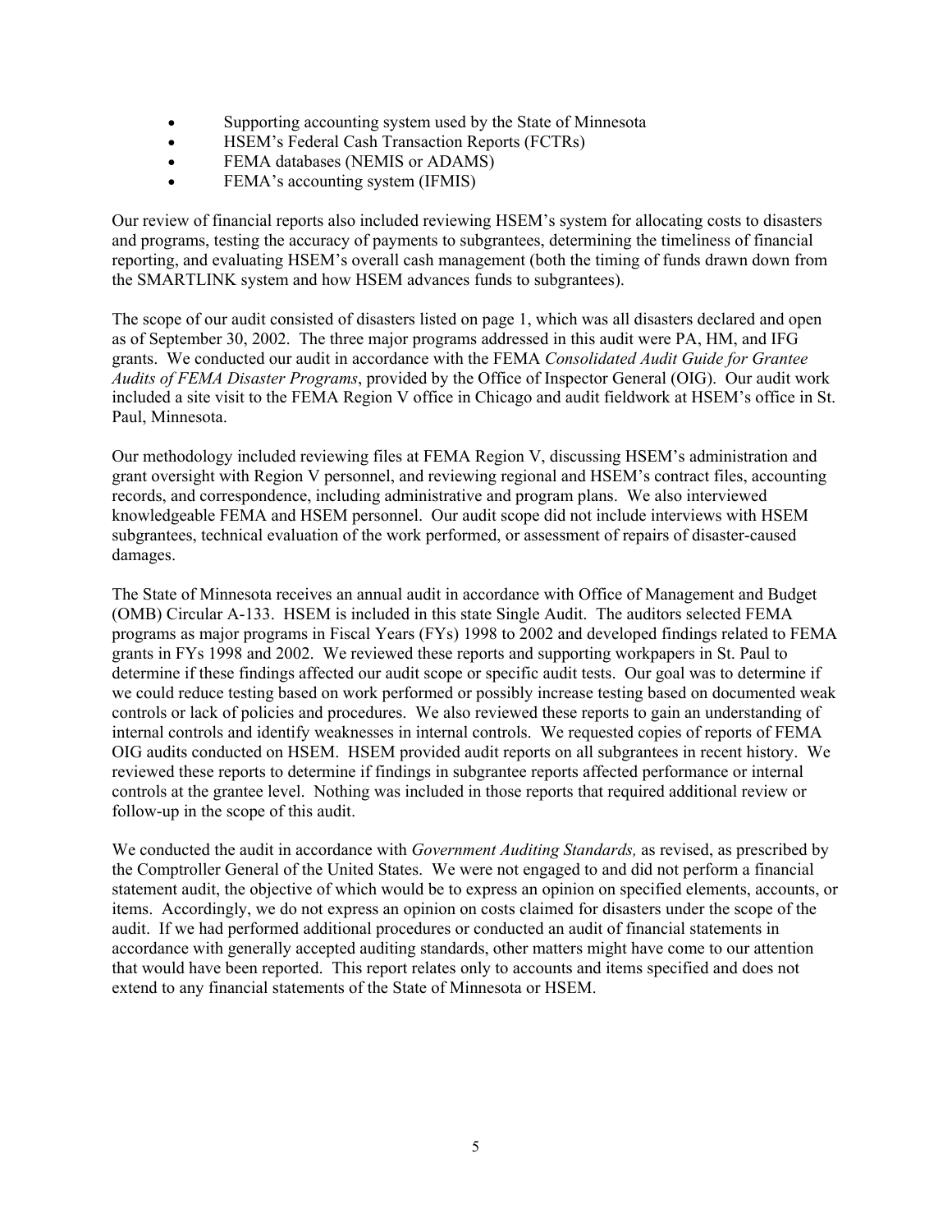- Supporting accounting system used by the State of Minnesota
- HSEM's Federal Cash Transaction Reports (FCTRs)
- FEMA databases (NEMIS or ADAMS)
- FEMA's accounting system (IFMIS)

Our review of financial reports also included reviewing HSEM's system for allocating costs to disasters and programs, testing the accuracy of payments to subgrantees, determining the timeliness of financial reporting, and evaluating HSEM's overall cash management (both the timing of funds drawn down from the SMARTLINK system and how HSEM advances funds to subgrantees).

The scope of our audit consisted of disasters listed on page 1, which was all disasters declared and open as of September 30, 2002. The three major programs addressed in this audit were PA, HM, and IFG grants. We conducted our audit in accordance with the FEMA *Consolidated Audit Guide for Grantee Audits of FEMA Disaster Programs*, provided by the Office of Inspector General (OIG). Our audit work included a site visit to the FEMA Region V office in Chicago and audit fieldwork at HSEM's office in St. Paul, Minnesota.

Our methodology included reviewing files at FEMA Region V, discussing HSEM's administration and grant oversight with Region V personnel, and reviewing regional and HSEM's contract files, accounting records, and correspondence, including administrative and program plans. We also interviewed knowledgeable FEMA and HSEM personnel. Our audit scope did not include interviews with HSEM subgrantees, technical evaluation of the work performed, or assessment of repairs of disaster-caused damages.

The State of Minnesota receives an annual audit in accordance with Office of Management and Budget (OMB) Circular A-133. HSEM is included in this state Single Audit. The auditors selected FEMA programs as major programs in Fiscal Years (FYs) 1998 to 2002 and developed findings related to FEMA grants in FYs 1998 and 2002. We reviewed these reports and supporting workpapers in St. Paul to determine if these findings affected our audit scope or specific audit tests. Our goal was to determine if we could reduce testing based on work performed or possibly increase testing based on documented weak controls or lack of policies and procedures. We also reviewed these reports to gain an understanding of internal controls and identify weaknesses in internal controls. We requested copies of reports of FEMA OIG audits conducted on HSEM. HSEM provided audit reports on all subgrantees in recent history. We reviewed these reports to determine if findings in subgrantee reports affected performance or internal controls at the grantee level. Nothing was included in those reports that required additional review or follow-up in the scope of this audit.

We conducted the audit in accordance with *Government Auditing Standards,* as revised, as prescribed by the Comptroller General of the United States. We were not engaged to and did not perform a financial statement audit, the objective of which would be to express an opinion on specified elements, accounts, or items. Accordingly, we do not express an opinion on costs claimed for disasters under the scope of the audit. If we had performed additional procedures or conducted an audit of financial statements in accordance with generally accepted auditing standards, other matters might have come to our attention that would have been reported. This report relates only to accounts and items specified and does not extend to any financial statements of the State of Minnesota or HSEM.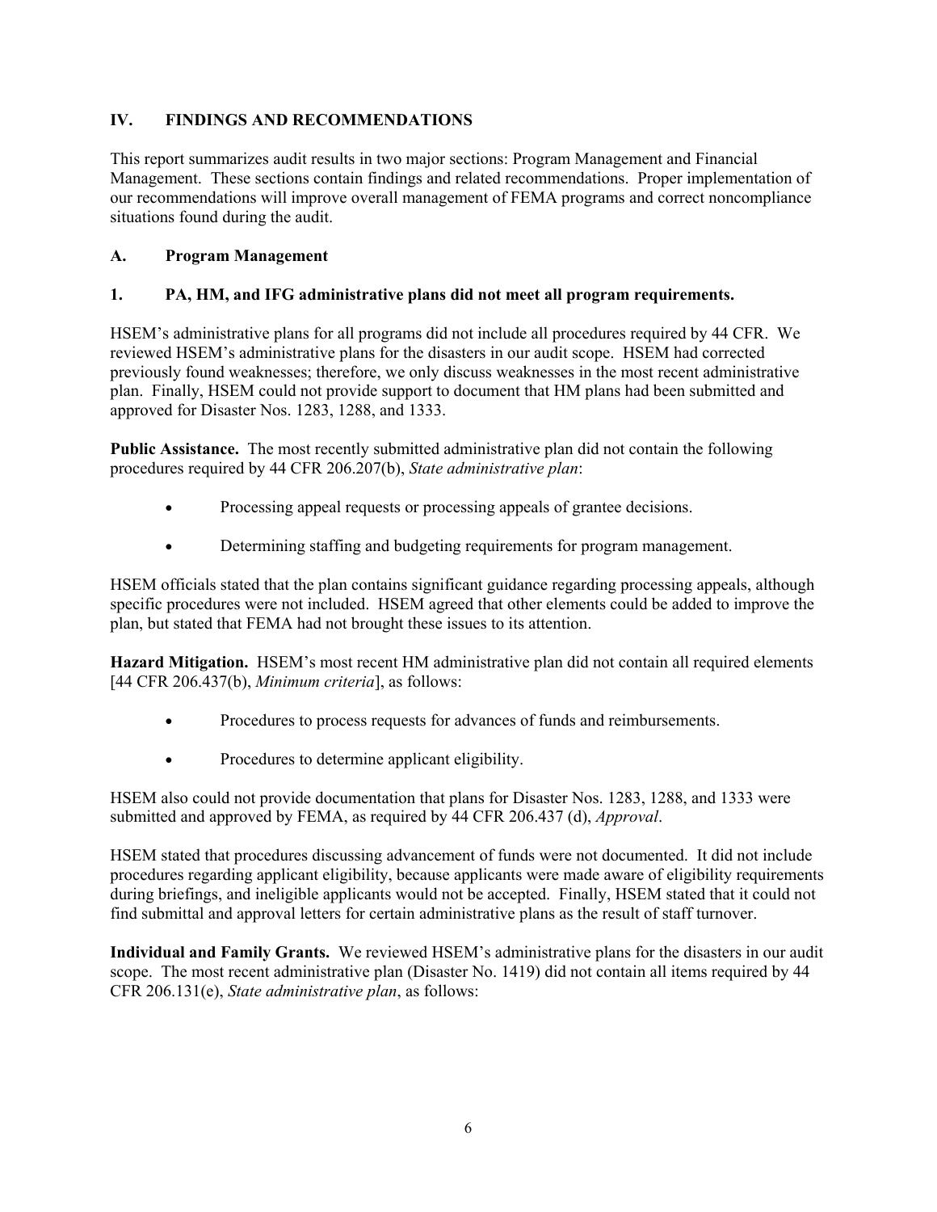## IV. FINDINGS AND RECOMMENDATIONS

This report summarizes audit results in two major sections: Program Management and Financial Management. These sections contain findings and related recommendations. Proper implementation of our recommendations will improve overall management of FEMA programs and correct noncompliance situations found during the audit.

### A. Program Management

#### 1. PA, HM, and IFG administrative plans did not meet all program requirements.

HSEM's administrative plans for all programs did not include all procedures required by 44 CFR. We reviewed HSEM's administrative plans for the disasters in our audit scope. HSEM had corrected previously found weaknesses; therefore, we only discuss weaknesses in the most recent administrative plan. Finally, HSEM could not provide support to document that HM plans had been submitted and approved for Disaster Nos. 1283, 1288, and 1333.

**Public Assistance.** The most recently submitted administrative plan did not contain the following procedures required by 44 CFR 206.207(b), *State administrative plan*:

- Processing appeal requests or processing appeals of grantee decisions.
- Determining staffing and budgeting requirements for program management.

HSEM officials stated that the plan contains significant guidance regarding processing appeals, although specific procedures were not included. HSEM agreed that other elements could be added to improve the plan, but stated that FEMA had not brought these issues to its attention.

**Hazard Mitigation.** HSEM's most recent HM administrative plan did not contain all required elements [44 CFR 206.437(b), *Minimum criteria*], as follows:

- Procedures to process requests for advances of funds and reimbursements.
- Procedures to determine applicant eligibility.

HSEM also could not provide documentation that plans for Disaster Nos. 1283, 1288, and 1333 were submitted and approved by FEMA, as required by 44 CFR 206.437 (d), *Approval*.

HSEM stated that procedures discussing advancement of funds were not documented. It did not include procedures regarding applicant eligibility, because applicants were made aware of eligibility requirements during briefings, and ineligible applicants would not be accepted. Finally, HSEM stated that it could not find submittal and approval letters for certain administrative plans as the result of staff turnover.

**Individual and Family Grants.** We reviewed HSEM's administrative plans for the disasters in our audit scope. The most recent administrative plan (Disaster No. 1419) did not contain all items required by 44 CFR 206.131(e), *State administrative plan*, as follows: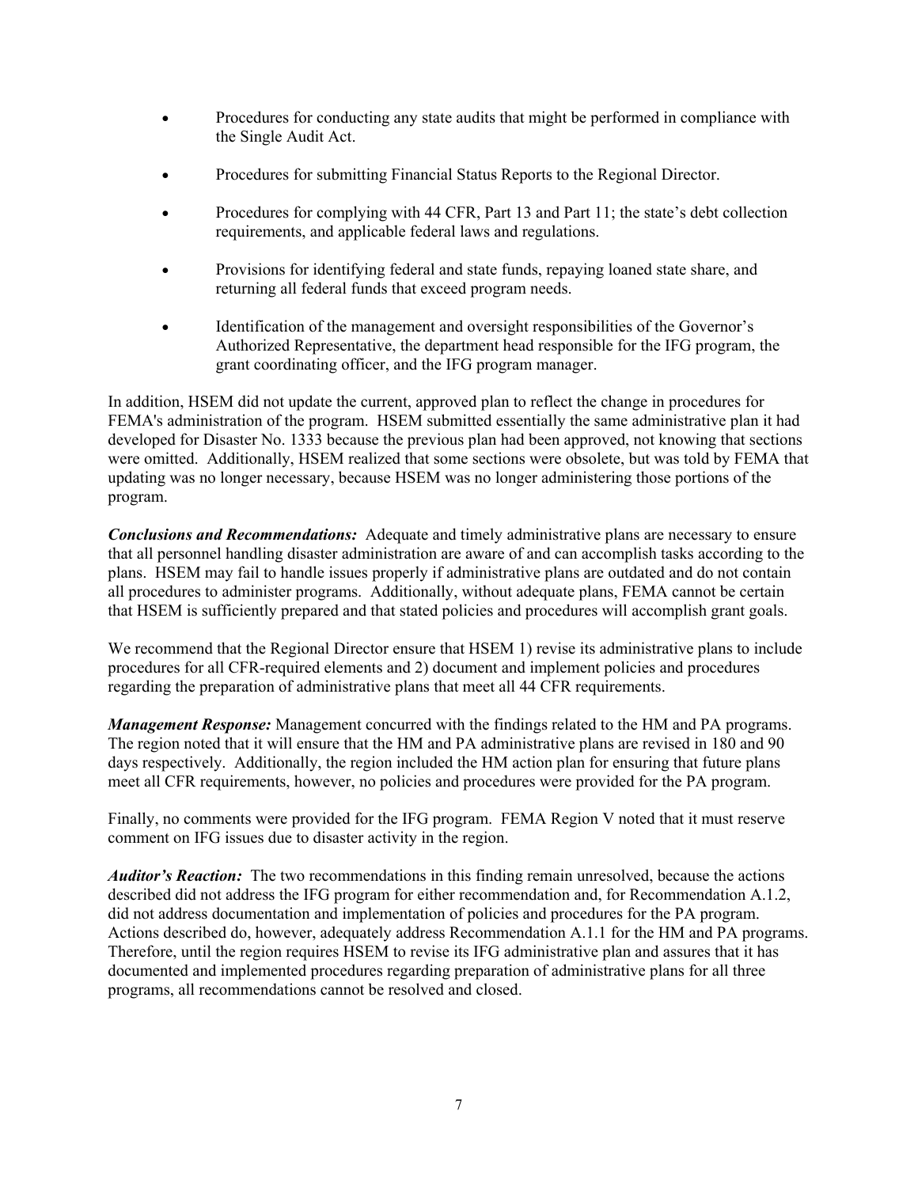- Procedures for conducting any state audits that might be performed in compliance with the Single Audit Act.
- Procedures for submitting Financial Status Reports to the Regional Director.
- Procedures for complying with 44 CFR, Part 13 and Part 11; the state's debt collection requirements, and applicable federal laws and regulations.
- Provisions for identifying federal and state funds, repaying loaned state share, and returning all federal funds that exceed program needs.
- Identification of the management and oversight responsibilities of the Governor's Authorized Representative, the department head responsible for the IFG program, the grant coordinating officer, and the IFG program manager.

In addition, HSEM did not update the current, approved plan to reflect the change in procedures for FEMA's administration of the program. HSEM submitted essentially the same administrative plan it had developed for Disaster No. 1333 because the previous plan had been approved, not knowing that sections were omitted. Additionally, HSEM realized that some sections were obsolete, but was told by FEMA that updating was no longer necessary, because HSEM was no longer administering those portions of the program.

***Conclusions and Recommendations:*** Adequate and timely administrative plans are necessary to ensure that all personnel handling disaster administration are aware of and can accomplish tasks according to the plans. HSEM may fail to handle issues properly if administrative plans are outdated and do not contain all procedures to administer programs. Additionally, without adequate plans, FEMA cannot be certain that HSEM is sufficiently prepared and that stated policies and procedures will accomplish grant goals.

We recommend that the Regional Director ensure that HSEM 1) revise its administrative plans to include procedures for all CFR-required elements and 2) document and implement policies and procedures regarding the preparation of administrative plans that meet all 44 CFR requirements.

***Management Response:*** Management concurred with the findings related to the HM and PA programs. The region noted that it will ensure that the HM and PA administrative plans are revised in 180 and 90 days respectively. Additionally, the region included the HM action plan for ensuring that future plans meet all CFR requirements, however, no policies and procedures were provided for the PA program.

Finally, no comments were provided for the IFG program. FEMA Region V noted that it must reserve comment on IFG issues due to disaster activity in the region.

***Auditor's Reaction:*** The two recommendations in this finding remain unresolved, because the actions described did not address the IFG program for either recommendation and, for Recommendation A.1.2, did not address documentation and implementation of policies and procedures for the PA program. Actions described do, however, adequately address Recommendation A.1.1 for the HM and PA programs. Therefore, until the region requires HSEM to revise its IFG administrative plan and assures that it has documented and implemented procedures regarding preparation of administrative plans for all three programs, all recommendations cannot be resolved and closed.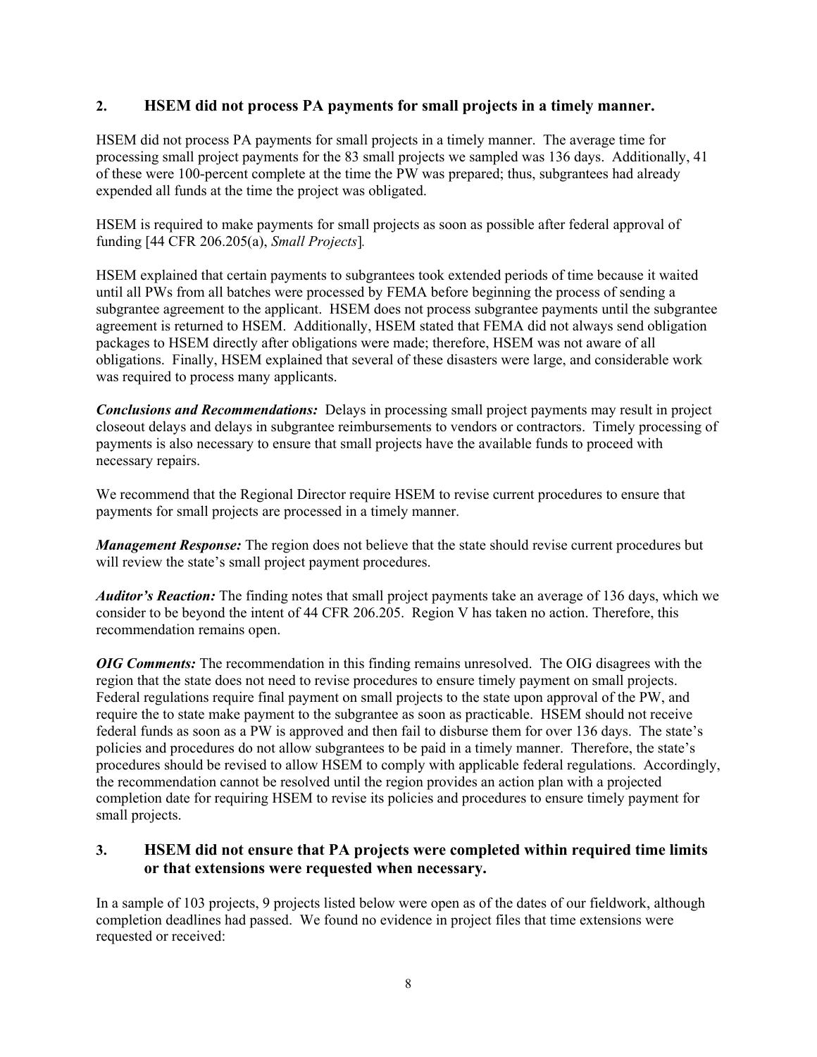## 2. HSEM did not process PA payments for small projects in a timely manner.

HSEM did not process PA payments for small projects in a timely manner. The average time for processing small project payments for the 83 small projects we sampled was 136 days. Additionally, 41 of these were 100-percent complete at the time the PW was prepared; thus, subgrantees had already expended all funds at the time the project was obligated.

HSEM is required to make payments for small projects as soon as possible after federal approval of funding [44 CFR 206.205(a), *Small Projects*].

HSEM explained that certain payments to subgrantees took extended periods of time because it waited until all PWs from all batches were processed by FEMA before beginning the process of sending a subgrantee agreement to the applicant. HSEM does not process subgrantee payments until the subgrantee agreement is returned to HSEM. Additionally, HSEM stated that FEMA did not always send obligation packages to HSEM directly after obligations were made; therefore, HSEM was not aware of all obligations. Finally, HSEM explained that several of these disasters were large, and considerable work was required to process many applicants.

***Conclusions and Recommendations:*** Delays in processing small project payments may result in project closeout delays and delays in subgrantee reimbursements to vendors or contractors. Timely processing of payments is also necessary to ensure that small projects have the available funds to proceed with necessary repairs.

We recommend that the Regional Director require HSEM to revise current procedures to ensure that payments for small projects are processed in a timely manner.

***Management Response:*** The region does not believe that the state should revise current procedures but will review the state's small project payment procedures.

***Auditor's Reaction:*** The finding notes that small project payments take an average of 136 days, which we consider to be beyond the intent of 44 CFR 206.205. Region V has taken no action. Therefore, this recommendation remains open.

***OIG Comments:*** The recommendation in this finding remains unresolved. The OIG disagrees with the region that the state does not need to revise procedures to ensure timely payment on small projects. Federal regulations require final payment on small projects to the state upon approval of the PW, and require the to state make payment to the subgrantee as soon as practicable. HSEM should not receive federal funds as soon as a PW is approved and then fail to disburse them for over 136 days. The state's policies and procedures do not allow subgrantees to be paid in a timely manner. Therefore, the state's procedures should be revised to allow HSEM to comply with applicable federal regulations. Accordingly, the recommendation cannot be resolved until the region provides an action plan with a projected completion date for requiring HSEM to revise its policies and procedures to ensure timely payment for small projects.

## 3. HSEM did not ensure that PA projects were completed within required time limits or that extensions were requested when necessary.

In a sample of 103 projects, 9 projects listed below were open as of the dates of our fieldwork, although completion deadlines had passed. We found no evidence in project files that time extensions were requested or received: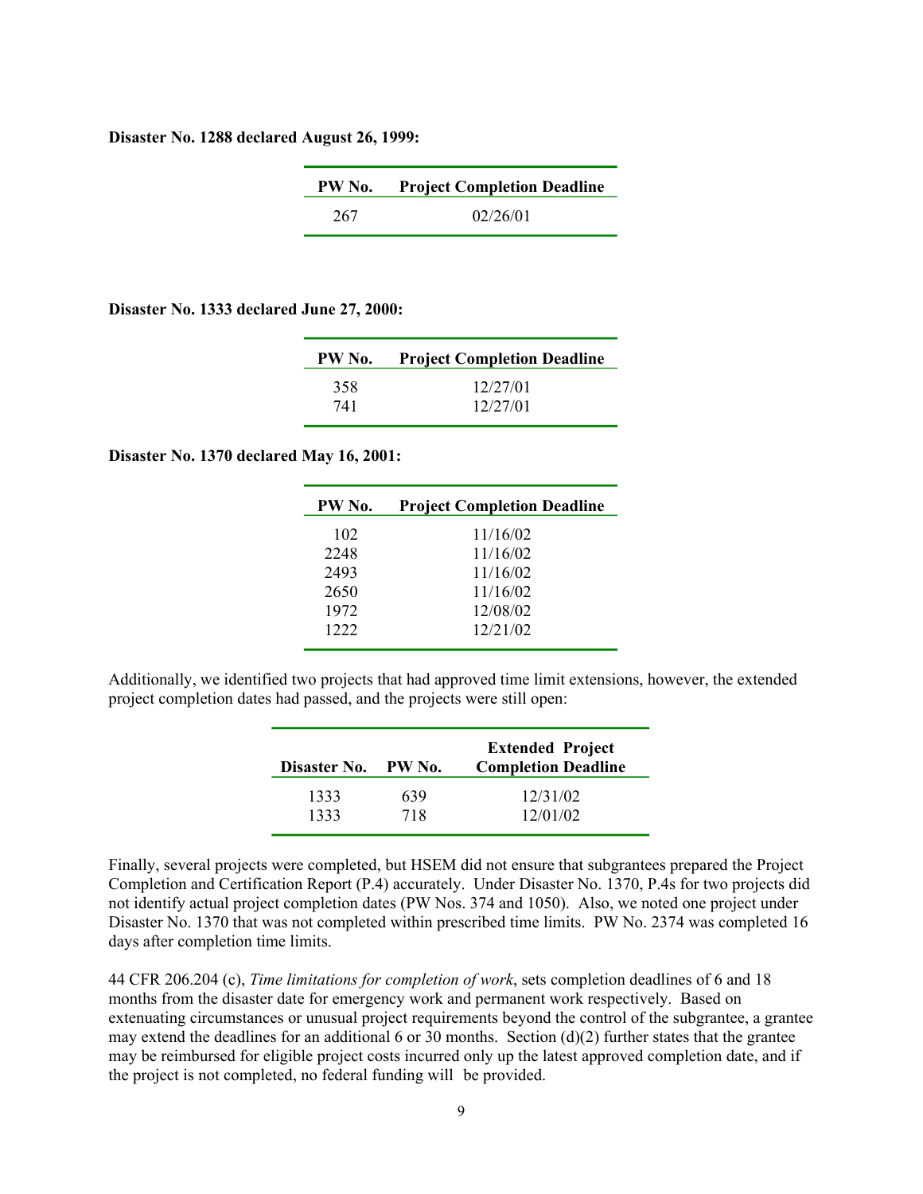**Disaster No. 1288 declared August 26, 1999:**

| PW No. | Project Completion Deadline |
|---|---|
| 267 | 02/26/01 |

**Disaster No. 1333 declared June 27, 2000:**

| PW No. | Project Completion Deadline |
|---|---|
| 358 | 12/27/01 |
| 741 | 12/27/01 |

**Disaster No. 1370 declared May 16, 2001:**

| PW No. | Project Completion Deadline |
|---|---|
| 102 | 11/16/02 |
| 2248 | 11/16/02 |
| 2493 | 11/16/02 |
| 2650 | 11/16/02 |
| 1972 | 12/08/02 |
| 1222 | 12/21/02 |

Additionally, we identified two projects that had approved time limit extensions, however, the extended project completion dates had passed, and the projects were still open:

| Disaster No. | PW No. | Extended Project Completion Deadline |
|---|---|---|
| 1333 | 639 | 12/31/02 |
| 1333 | 718 | 12/01/02 |

Finally, several projects were completed, but HSEM did not ensure that subgrantees prepared the Project Completion and Certification Report (P.4) accurately. Under Disaster No. 1370, P.4s for two projects did not identify actual project completion dates (PW Nos. 374 and 1050). Also, we noted one project under Disaster No. 1370 that was not completed within prescribed time limits. PW No. 2374 was completed 16 days after completion time limits.

44 CFR 206.204 (c), *Time limitations for completion of work*, sets completion deadlines of 6 and 18 months from the disaster date for emergency work and permanent work respectively. Based on extenuating circumstances or unusual project requirements beyond the control of the subgrantee, a grantee may extend the deadlines for an additional 6 or 30 months. Section (d)(2) further states that the grantee may be reimbursed for eligible project costs incurred only up the latest approved completion date, and if the project is not completed, no federal funding will be provided.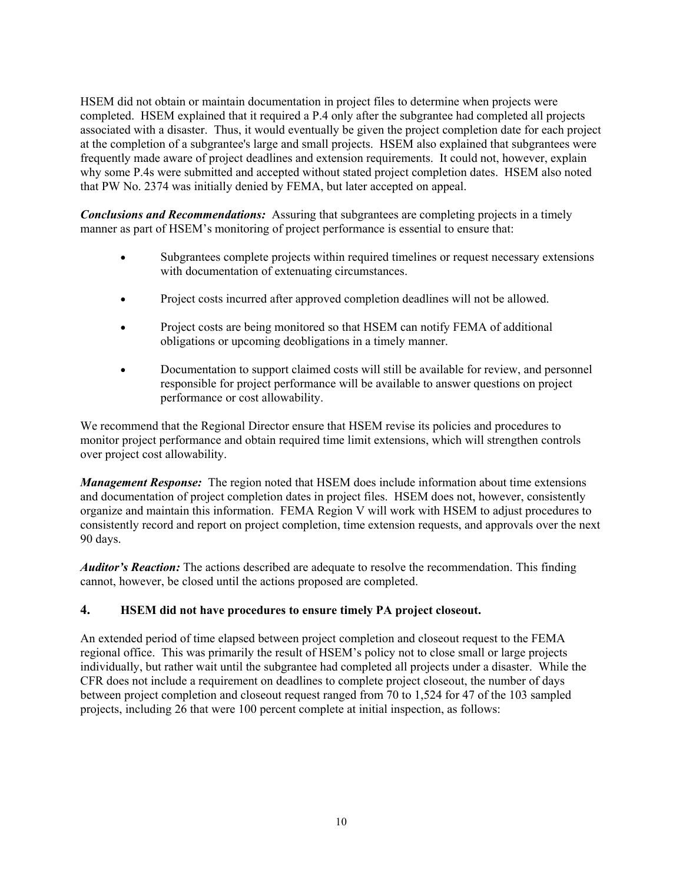HSEM did not obtain or maintain documentation in project files to determine when projects were completed. HSEM explained that it required a P.4 only after the subgrantee had completed all projects associated with a disaster. Thus, it would eventually be given the project completion date for each project at the completion of a subgrantee's large and small projects. HSEM also explained that subgrantees were frequently made aware of project deadlines and extension requirements. It could not, however, explain why some P.4s were submitted and accepted without stated project completion dates. HSEM also noted that PW No. 2374 was initially denied by FEMA, but later accepted on appeal.

***Conclusions and Recommendations:*** Assuring that subgrantees are completing projects in a timely manner as part of HSEM's monitoring of project performance is essential to ensure that:

- Subgrantees complete projects within required timelines or request necessary extensions with documentation of extenuating circumstances.
- Project costs incurred after approved completion deadlines will not be allowed.
- Project costs are being monitored so that HSEM can notify FEMA of additional obligations or upcoming deobligations in a timely manner.
- Documentation to support claimed costs will still be available for review, and personnel responsible for project performance will be available to answer questions on project performance or cost allowability.

We recommend that the Regional Director ensure that HSEM revise its policies and procedures to monitor project performance and obtain required time limit extensions, which will strengthen controls over project cost allowability.

***Management Response:*** The region noted that HSEM does include information about time extensions and documentation of project completion dates in project files. HSEM does not, however, consistently organize and maintain this information. FEMA Region V will work with HSEM to adjust procedures to consistently record and report on project completion, time extension requests, and approvals over the next 90 days.

***Auditor's Reaction:*** The actions described are adequate to resolve the recommendation. This finding cannot, however, be closed until the actions proposed are completed.

### 4. HSEM did not have procedures to ensure timely PA project closeout.

An extended period of time elapsed between project completion and closeout request to the FEMA regional office. This was primarily the result of HSEM's policy not to close small or large projects individually, but rather wait until the subgrantee had completed all projects under a disaster. While the CFR does not include a requirement on deadlines to complete project closeout, the number of days between project completion and closeout request ranged from 70 to 1,524 for 47 of the 103 sampled projects, including 26 that were 100 percent complete at initial inspection, as follows: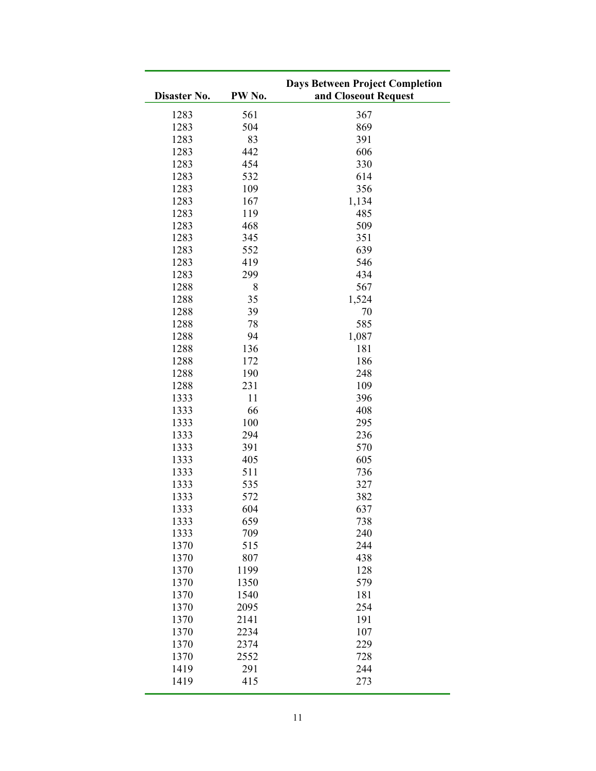| Disaster No. | PW No. | Days Between Project Completion and Closeout Request |
|---|---|---|
| 1283 | 561 | 367 |
| 1283 | 504 | 869 |
| 1283 | 83 | 391 |
| 1283 | 442 | 606 |
| 1283 | 454 | 330 |
| 1283 | 532 | 614 |
| 1283 | 109 | 356 |
| 1283 | 167 | 1,134 |
| 1283 | 119 | 485 |
| 1283 | 468 | 509 |
| 1283 | 345 | 351 |
| 1283 | 552 | 639 |
| 1283 | 419 | 546 |
| 1283 | 299 | 434 |
| 1288 | 8 | 567 |
| 1288 | 35 | 1,524 |
| 1288 | 39 | 70 |
| 1288 | 78 | 585 |
| 1288 | 94 | 1,087 |
| 1288 | 136 | 181 |
| 1288 | 172 | 186 |
| 1288 | 190 | 248 |
| 1288 | 231 | 109 |
| 1333 | 11 | 396 |
| 1333 | 66 | 408 |
| 1333 | 100 | 295 |
| 1333 | 294 | 236 |
| 1333 | 391 | 570 |
| 1333 | 405 | 605 |
| 1333 | 511 | 736 |
| 1333 | 535 | 327 |
| 1333 | 572 | 382 |
| 1333 | 604 | 637 |
| 1333 | 659 | 738 |
| 1333 | 709 | 240 |
| 1370 | 515 | 244 |
| 1370 | 807 | 438 |
| 1370 | 1199 | 128 |
| 1370 | 1350 | 579 |
| 1370 | 1540 | 181 |
| 1370 | 2095 | 254 |
| 1370 | 2141 | 191 |
| 1370 | 2234 | 107 |
| 1370 | 2374 | 229 |
| 1370 | 2552 | 728 |
| 1419 | 291 | 244 |
| 1419 | 415 | 273 |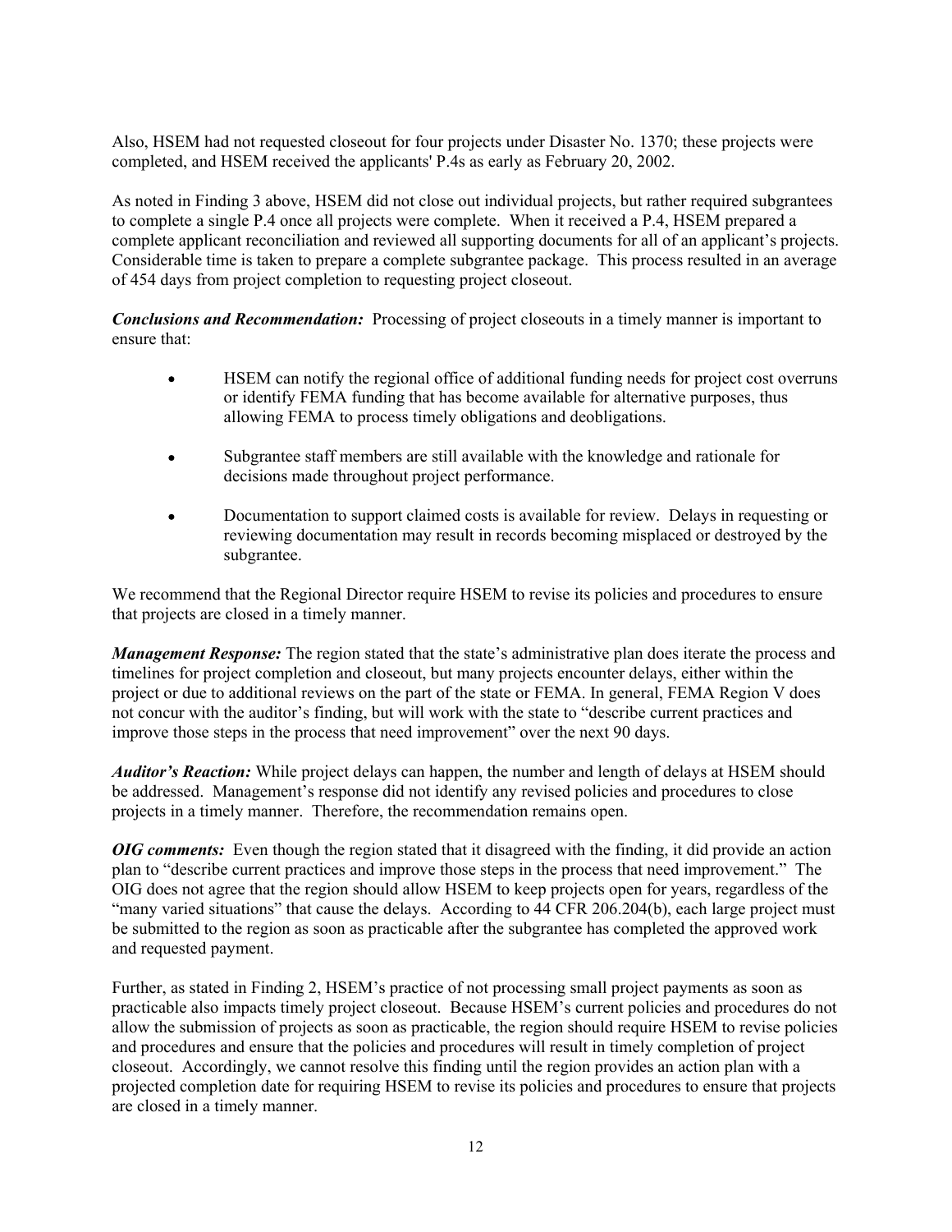Also, HSEM had not requested closeout for four projects under Disaster No. 1370; these projects were completed, and HSEM received the applicants' P.4s as early as February 20, 2002.

As noted in Finding 3 above, HSEM did not close out individual projects, but rather required subgrantees to complete a single P.4 once all projects were complete. When it received a P.4, HSEM prepared a complete applicant reconciliation and reviewed all supporting documents for all of an applicant's projects. Considerable time is taken to prepare a complete subgrantee package. This process resulted in an average of 454 days from project completion to requesting project closeout.

***Conclusions and Recommendation:*** Processing of project closeouts in a timely manner is important to ensure that:

- HSEM can notify the regional office of additional funding needs for project cost overruns or identify FEMA funding that has become available for alternative purposes, thus allowing FEMA to process timely obligations and deobligations.
- Subgrantee staff members are still available with the knowledge and rationale for decisions made throughout project performance.
- Documentation to support claimed costs is available for review. Delays in requesting or reviewing documentation may result in records becoming misplaced or destroyed by the subgrantee.

We recommend that the Regional Director require HSEM to revise its policies and procedures to ensure that projects are closed in a timely manner.

***Management Response:*** The region stated that the state's administrative plan does iterate the process and timelines for project completion and closeout, but many projects encounter delays, either within the project or due to additional reviews on the part of the state or FEMA. In general, FEMA Region V does not concur with the auditor's finding, but will work with the state to "describe current practices and improve those steps in the process that need improvement" over the next 90 days.

***Auditor's Reaction:*** While project delays can happen, the number and length of delays at HSEM should be addressed. Management's response did not identify any revised policies and procedures to close projects in a timely manner. Therefore, the recommendation remains open.

***OIG comments:*** Even though the region stated that it disagreed with the finding, it did provide an action plan to "describe current practices and improve those steps in the process that need improvement." The OIG does not agree that the region should allow HSEM to keep projects open for years, regardless of the "many varied situations" that cause the delays. According to 44 CFR 206.204(b), each large project must be submitted to the region as soon as practicable after the subgrantee has completed the approved work and requested payment.

Further, as stated in Finding 2, HSEM's practice of not processing small project payments as soon as practicable also impacts timely project closeout. Because HSEM's current policies and procedures do not allow the submission of projects as soon as practicable, the region should require HSEM to revise policies and procedures and ensure that the policies and procedures will result in timely completion of project closeout. Accordingly, we cannot resolve this finding until the region provides an action plan with a projected completion date for requiring HSEM to revise its policies and procedures to ensure that projects are closed in a timely manner.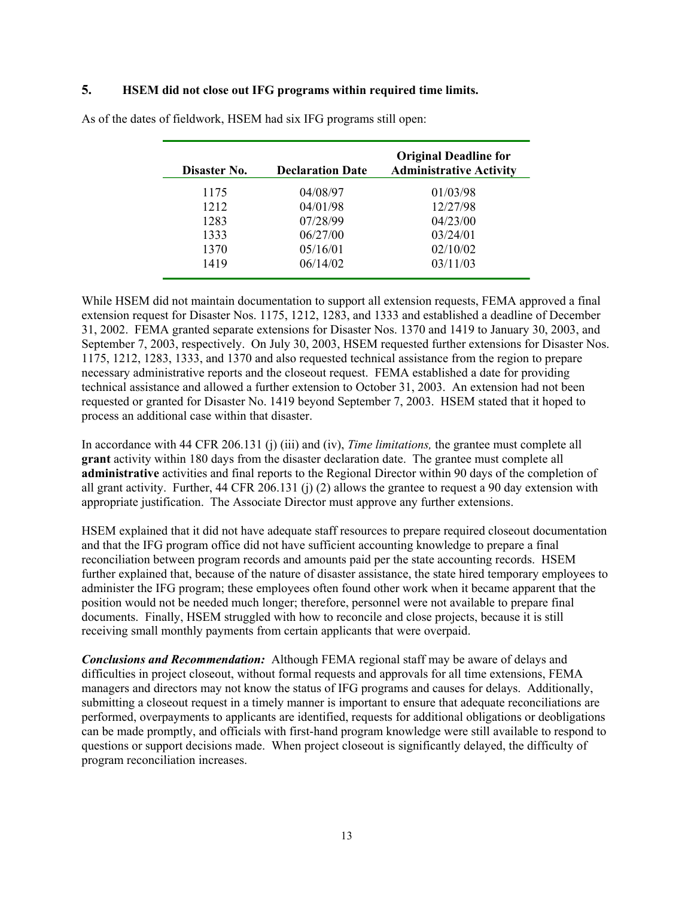## 5. HSEM did not close out IFG programs within required time limits.

As of the dates of fieldwork, HSEM had six IFG programs still open:

| Disaster No. | Declaration Date | Original Deadline for Administrative Activity |
|---|---|---|
| 1175 | 04/08/97 | 01/03/98 |
| 1212 | 04/01/98 | 12/27/98 |
| 1283 | 07/28/99 | 04/23/00 |
| 1333 | 06/27/00 | 03/24/01 |
| 1370 | 05/16/01 | 02/10/02 |
| 1419 | 06/14/02 | 03/11/03 |

While HSEM did not maintain documentation to support all extension requests, FEMA approved a final extension request for Disaster Nos. 1175, 1212, 1283, and 1333 and established a deadline of December 31, 2002. FEMA granted separate extensions for Disaster Nos. 1370 and 1419 to January 30, 2003, and September 7, 2003, respectively. On July 30, 2003, HSEM requested further extensions for Disaster Nos. 1175, 1212, 1283, 1333, and 1370 and also requested technical assistance from the region to prepare necessary administrative reports and the closeout request. FEMA established a date for providing technical assistance and allowed a further extension to October 31, 2003. An extension had not been requested or granted for Disaster No. 1419 beyond September 7, 2003. HSEM stated that it hoped to process an additional case within that disaster.

In accordance with 44 CFR 206.131 (j) (iii) and (iv), *Time limitations,* the grantee must complete all **grant** activity within 180 days from the disaster declaration date. The grantee must complete all **administrative** activities and final reports to the Regional Director within 90 days of the completion of all grant activity. Further, 44 CFR 206.131 (j) (2) allows the grantee to request a 90 day extension with appropriate justification. The Associate Director must approve any further extensions.

HSEM explained that it did not have adequate staff resources to prepare required closeout documentation and that the IFG program office did not have sufficient accounting knowledge to prepare a final reconciliation between program records and amounts paid per the state accounting records. HSEM further explained that, because of the nature of disaster assistance, the state hired temporary employees to administer the IFG program; these employees often found other work when it became apparent that the position would not be needed much longer; therefore, personnel were not available to prepare final documents. Finally, HSEM struggled with how to reconcile and close projects, because it is still receiving small monthly payments from certain applicants that were overpaid.

***Conclusions and Recommendation:*** Although FEMA regional staff may be aware of delays and difficulties in project closeout, without formal requests and approvals for all time extensions, FEMA managers and directors may not know the status of IFG programs and causes for delays. Additionally, submitting a closeout request in a timely manner is important to ensure that adequate reconciliations are performed, overpayments to applicants are identified, requests for additional obligations or deobligations can be made promptly, and officials with first-hand program knowledge were still available to respond to questions or support decisions made. When project closeout is significantly delayed, the difficulty of program reconciliation increases.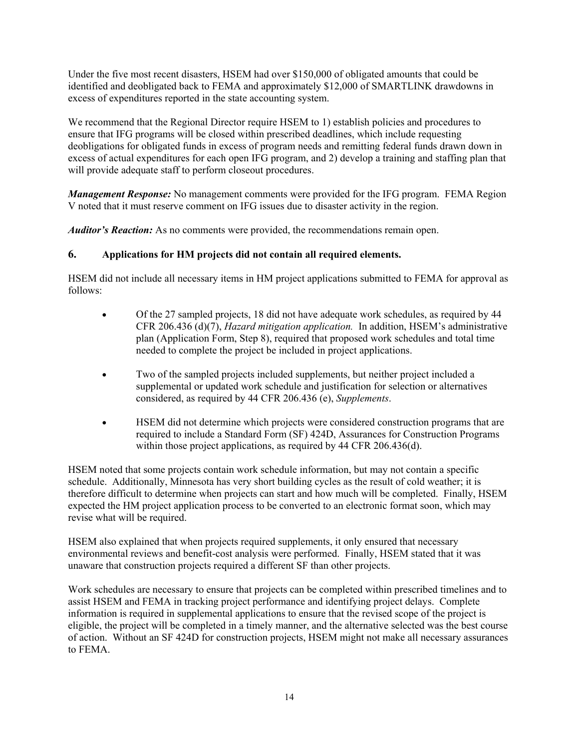Under the five most recent disasters, HSEM had over $150,000 of obligated amounts that could be identified and deobligated back to FEMA and approximately $12,000 of SMARTLINK drawdowns in excess of expenditures reported in the state accounting system.

We recommend that the Regional Director require HSEM to 1) establish policies and procedures to ensure that IFG programs will be closed within prescribed deadlines, which include requesting deobligations for obligated funds in excess of program needs and remitting federal funds drawn down in excess of actual expenditures for each open IFG program, and 2) develop a training and staffing plan that will provide adequate staff to perform closeout procedures.

***Management Response:*** No management comments were provided for the IFG program. FEMA Region V noted that it must reserve comment on IFG issues due to disaster activity in the region.

***Auditor's Reaction:*** As no comments were provided, the recommendations remain open.

### 6. Applications for HM projects did not contain all required elements.

HSEM did not include all necessary items in HM project applications submitted to FEMA for approval as follows:

- Of the 27 sampled projects, 18 did not have adequate work schedules, as required by 44 CFR 206.436 (d)(7), *Hazard mitigation application.* In addition, HSEM's administrative plan (Application Form, Step 8), required that proposed work schedules and total time needed to complete the project be included in project applications.
- Two of the sampled projects included supplements, but neither project included a supplemental or updated work schedule and justification for selection or alternatives considered, as required by 44 CFR 206.436 (e), *Supplements*.
- HSEM did not determine which projects were considered construction programs that are required to include a Standard Form (SF) 424D, Assurances for Construction Programs within those project applications, as required by 44 CFR 206.436(d).

HSEM noted that some projects contain work schedule information, but may not contain a specific schedule. Additionally, Minnesota has very short building cycles as the result of cold weather; it is therefore difficult to determine when projects can start and how much will be completed. Finally, HSEM expected the HM project application process to be converted to an electronic format soon, which may revise what will be required.

HSEM also explained that when projects required supplements, it only ensured that necessary environmental reviews and benefit-cost analysis were performed. Finally, HSEM stated that it was unaware that construction projects required a different SF than other projects.

Work schedules are necessary to ensure that projects can be completed within prescribed timelines and to assist HSEM and FEMA in tracking project performance and identifying project delays. Complete information is required in supplemental applications to ensure that the revised scope of the project is eligible, the project will be completed in a timely manner, and the alternative selected was the best course of action. Without an SF 424D for construction projects, HSEM might not make all necessary assurances to FEMA.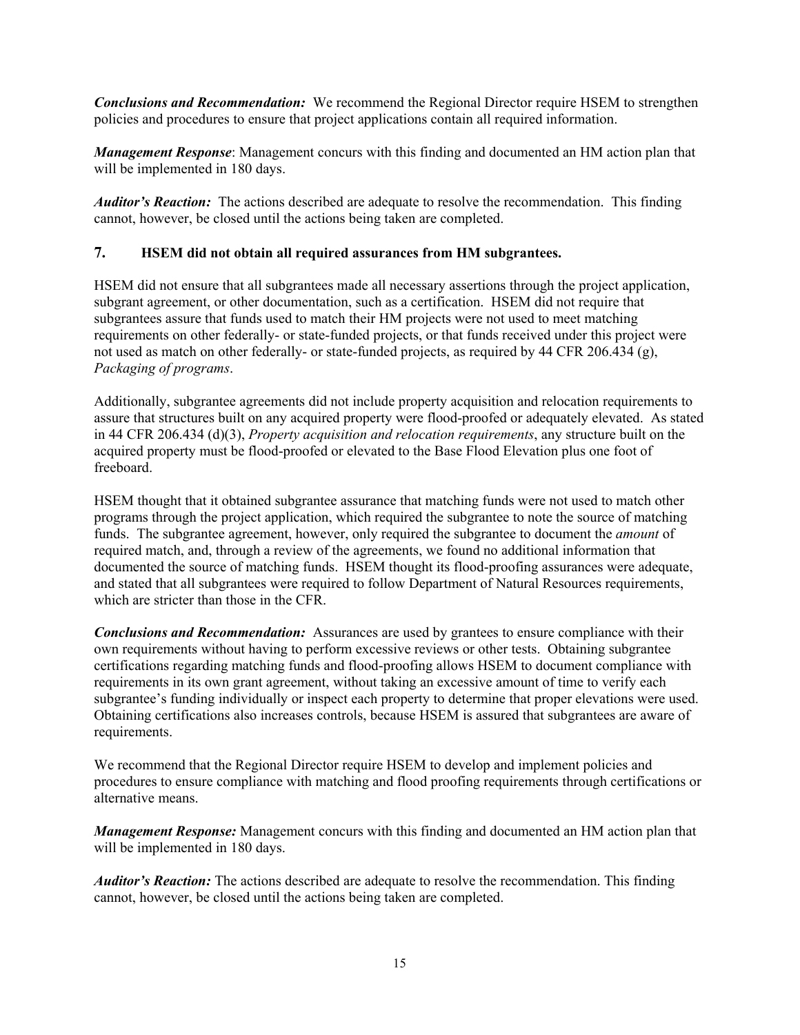***Conclusions and Recommendation:*** We recommend the Regional Director require HSEM to strengthen policies and procedures to ensure that project applications contain all required information.

***Management Response***: Management concurs with this finding and documented an HM action plan that will be implemented in 180 days.

***Auditor's Reaction:*** The actions described are adequate to resolve the recommendation. This finding cannot, however, be closed until the actions being taken are completed.

### 7. HSEM did not obtain all required assurances from HM subgrantees.

HSEM did not ensure that all subgrantees made all necessary assertions through the project application, subgrant agreement, or other documentation, such as a certification. HSEM did not require that subgrantees assure that funds used to match their HM projects were not used to meet matching requirements on other federally- or state-funded projects, or that funds received under this project were not used as match on other federally- or state-funded projects, as required by 44 CFR 206.434 (g), *Packaging of programs*.

Additionally, subgrantee agreements did not include property acquisition and relocation requirements to assure that structures built on any acquired property were flood-proofed or adequately elevated. As stated in 44 CFR 206.434 (d)(3), *Property acquisition and relocation requirements*, any structure built on the acquired property must be flood-proofed or elevated to the Base Flood Elevation plus one foot of freeboard.

HSEM thought that it obtained subgrantee assurance that matching funds were not used to match other programs through the project application, which required the subgrantee to note the source of matching funds. The subgrantee agreement, however, only required the subgrantee to document the *amount* of required match, and, through a review of the agreements, we found no additional information that documented the source of matching funds. HSEM thought its flood-proofing assurances were adequate, and stated that all subgrantees were required to follow Department of Natural Resources requirements, which are stricter than those in the CFR.

***Conclusions and Recommendation:*** Assurances are used by grantees to ensure compliance with their own requirements without having to perform excessive reviews or other tests. Obtaining subgrantee certifications regarding matching funds and flood-proofing allows HSEM to document compliance with requirements in its own grant agreement, without taking an excessive amount of time to verify each subgrantee's funding individually or inspect each property to determine that proper elevations were used. Obtaining certifications also increases controls, because HSEM is assured that subgrantees are aware of requirements.

We recommend that the Regional Director require HSEM to develop and implement policies and procedures to ensure compliance with matching and flood proofing requirements through certifications or alternative means.

***Management Response:*** Management concurs with this finding and documented an HM action plan that will be implemented in 180 days.

***Auditor's Reaction:*** The actions described are adequate to resolve the recommendation. This finding cannot, however, be closed until the actions being taken are completed.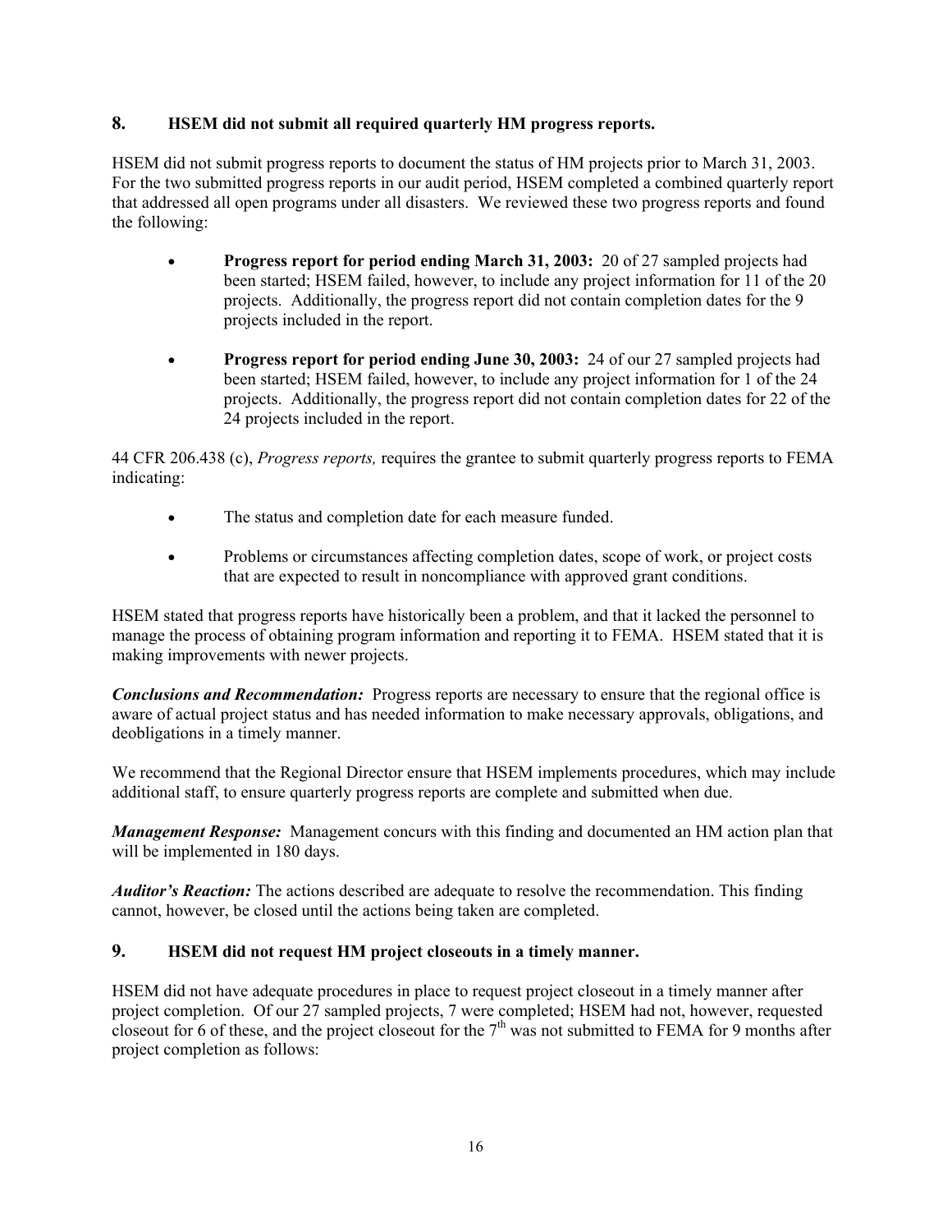### 8. HSEM did not submit all required quarterly HM progress reports.

HSEM did not submit progress reports to document the status of HM projects prior to March 31, 2003. For the two submitted progress reports in our audit period, HSEM completed a combined quarterly report that addressed all open programs under all disasters. We reviewed these two progress reports and found the following:

- **Progress report for period ending March 31, 2003:** 20 of 27 sampled projects had been started; HSEM failed, however, to include any project information for 11 of the 20 projects. Additionally, the progress report did not contain completion dates for the 9 projects included in the report.
- **Progress report for period ending June 30, 2003:** 24 of our 27 sampled projects had been started; HSEM failed, however, to include any project information for 1 of the 24 projects. Additionally, the progress report did not contain completion dates for 22 of the 24 projects included in the report.

44 CFR 206.438 (c), *Progress reports,* requires the grantee to submit quarterly progress reports to FEMA indicating:

- The status and completion date for each measure funded.
- Problems or circumstances affecting completion dates, scope of work, or project costs that are expected to result in noncompliance with approved grant conditions.

HSEM stated that progress reports have historically been a problem, and that it lacked the personnel to manage the process of obtaining program information and reporting it to FEMA. HSEM stated that it is making improvements with newer projects.

***Conclusions and Recommendation:*** Progress reports are necessary to ensure that the regional office is aware of actual project status and has needed information to make necessary approvals, obligations, and deobligations in a timely manner.

We recommend that the Regional Director ensure that HSEM implements procedures, which may include additional staff, to ensure quarterly progress reports are complete and submitted when due.

***Management Response:*** Management concurs with this finding and documented an HM action plan that will be implemented in 180 days.

***Auditor's Reaction:*** The actions described are adequate to resolve the recommendation. This finding cannot, however, be closed until the actions being taken are completed.

### 9. HSEM did not request HM project closeouts in a timely manner.

HSEM did not have adequate procedures in place to request project closeout in a timely manner after project completion. Of our 27 sampled projects, 7 were completed; HSEM had not, however, requested closeout for 6 of these, and the project closeout for the 7th was not submitted to FEMA for 9 months after project completion as follows: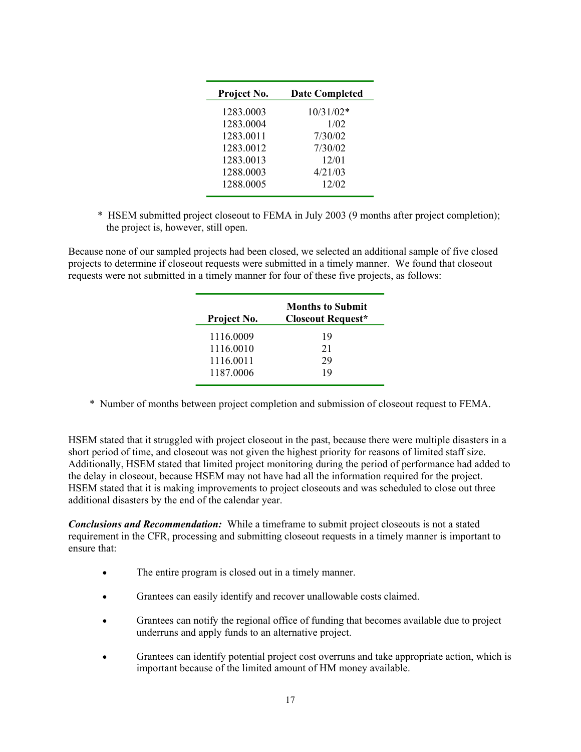| Project No. | Date Completed |
|---|---|
| 1283.0003 | 10/31/02* |
| 1283.0004 | 1/02 |
| 1283.0011 | 7/30/02 |
| 1283.0012 | 7/30/02 |
| 1283.0013 | 12/01 |
| 1288.0003 | 4/21/03 |
| 1288.0005 | 12/02 |

\* HSEM submitted project closeout to FEMA in July 2003 (9 months after project completion); the project is, however, still open.

Because none of our sampled projects had been closed, we selected an additional sample of five closed projects to determine if closeout requests were submitted in a timely manner. We found that closeout requests were not submitted in a timely manner for four of these five projects, as follows:

| Project No. | Months to Submit Closeout Request* |
|---|---|
| 1116.0009 | 19 |
| 1116.0010 | 21 |
| 1116.0011 | 29 |
| 1187.0006 | 19 |

\* Number of months between project completion and submission of closeout request to FEMA.

HSEM stated that it struggled with project closeout in the past, because there were multiple disasters in a short period of time, and closeout was not given the highest priority for reasons of limited staff size. Additionally, HSEM stated that limited project monitoring during the period of performance had added to the delay in closeout, because HSEM may not have had all the information required for the project. HSEM stated that it is making improvements to project closeouts and was scheduled to close out three additional disasters by the end of the calendar year.

***Conclusions and Recommendation:*** While a timeframe to submit project closeouts is not a stated requirement in the CFR, processing and submitting closeout requests in a timely manner is important to ensure that:

- The entire program is closed out in a timely manner.
- Grantees can easily identify and recover unallowable costs claimed.
- Grantees can notify the regional office of funding that becomes available due to project underruns and apply funds to an alternative project.
- Grantees can identify potential project cost overruns and take appropriate action, which is important because of the limited amount of HM money available.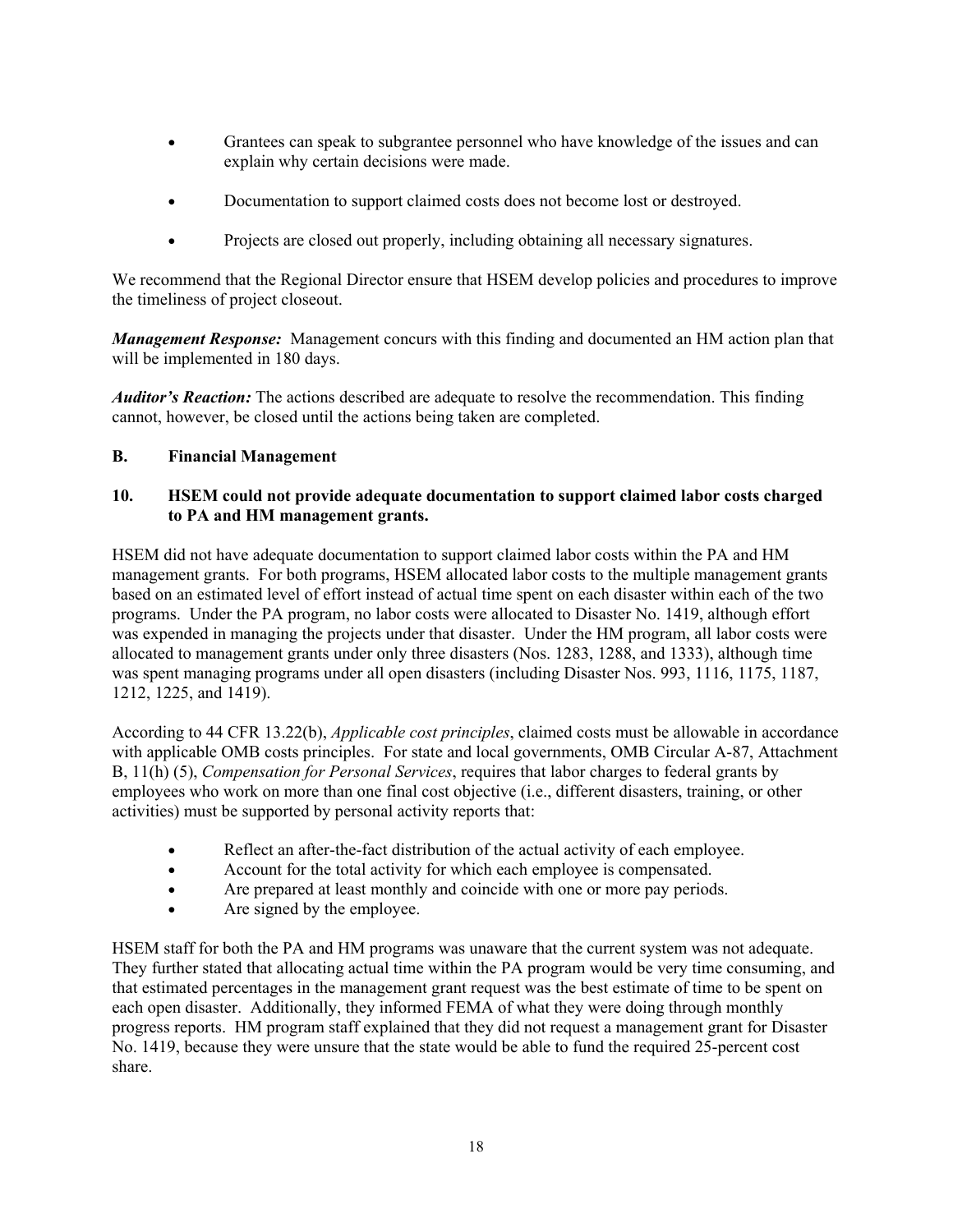- Grantees can speak to subgrantee personnel who have knowledge of the issues and can explain why certain decisions were made.
- Documentation to support claimed costs does not become lost or destroyed.
- Projects are closed out properly, including obtaining all necessary signatures.

We recommend that the Regional Director ensure that HSEM develop policies and procedures to improve the timeliness of project closeout.

***Management Response:*** Management concurs with this finding and documented an HM action plan that will be implemented in 180 days.

***Auditor's Reaction:*** The actions described are adequate to resolve the recommendation. This finding cannot, however, be closed until the actions being taken are completed.

**B. Financial Management**

**10. HSEM could not provide adequate documentation to support claimed labor costs charged to PA and HM management grants.**

HSEM did not have adequate documentation to support claimed labor costs within the PA and HM management grants. For both programs, HSEM allocated labor costs to the multiple management grants based on an estimated level of effort instead of actual time spent on each disaster within each of the two programs. Under the PA program, no labor costs were allocated to Disaster No. 1419, although effort was expended in managing the projects under that disaster. Under the HM program, all labor costs were allocated to management grants under only three disasters (Nos. 1283, 1288, and 1333), although time was spent managing programs under all open disasters (including Disaster Nos. 993, 1116, 1175, 1187, 1212, 1225, and 1419).

According to 44 CFR 13.22(b), *Applicable cost principles*, claimed costs must be allowable in accordance with applicable OMB costs principles. For state and local governments, OMB Circular A-87, Attachment B, 11(h) (5), *Compensation for Personal Services*, requires that labor charges to federal grants by employees who work on more than one final cost objective (i.e., different disasters, training, or other activities) must be supported by personal activity reports that:

- Reflect an after-the-fact distribution of the actual activity of each employee.
- Account for the total activity for which each employee is compensated.
- Are prepared at least monthly and coincide with one or more pay periods.
- Are signed by the employee.

HSEM staff for both the PA and HM programs was unaware that the current system was not adequate. They further stated that allocating actual time within the PA program would be very time consuming, and that estimated percentages in the management grant request was the best estimate of time to be spent on each open disaster. Additionally, they informed FEMA of what they were doing through monthly progress reports. HM program staff explained that they did not request a management grant for Disaster No. 1419, because they were unsure that the state would be able to fund the required 25-percent cost share.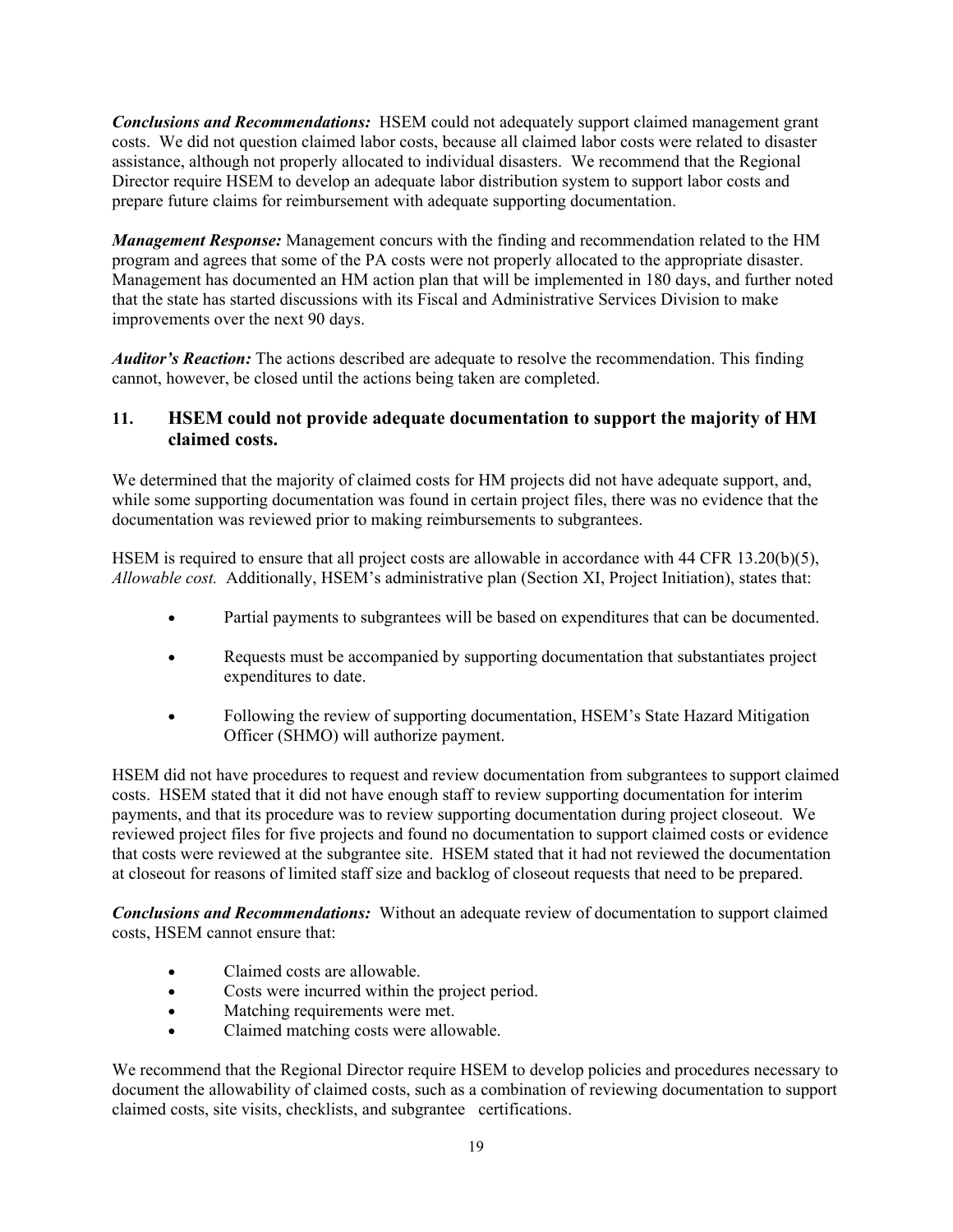***Conclusions and Recommendations:*** HSEM could not adequately support claimed management grant costs. We did not question claimed labor costs, because all claimed labor costs were related to disaster assistance, although not properly allocated to individual disasters. We recommend that the Regional Director require HSEM to develop an adequate labor distribution system to support labor costs and prepare future claims for reimbursement with adequate supporting documentation.

***Management Response:*** Management concurs with the finding and recommendation related to the HM program and agrees that some of the PA costs were not properly allocated to the appropriate disaster. Management has documented an HM action plan that will be implemented in 180 days, and further noted that the state has started discussions with its Fiscal and Administrative Services Division to make improvements over the next 90 days.

***Auditor's Reaction:*** The actions described are adequate to resolve the recommendation. This finding cannot, however, be closed until the actions being taken are completed.

### 11. HSEM could not provide adequate documentation to support the majority of HM claimed costs.

We determined that the majority of claimed costs for HM projects did not have adequate support, and, while some supporting documentation was found in certain project files, there was no evidence that the documentation was reviewed prior to making reimbursements to subgrantees.

HSEM is required to ensure that all project costs are allowable in accordance with 44 CFR 13.20(b)(5), *Allowable cost.* Additionally, HSEM's administrative plan (Section XI, Project Initiation), states that:

- Partial payments to subgrantees will be based on expenditures that can be documented.
- Requests must be accompanied by supporting documentation that substantiates project expenditures to date.
- Following the review of supporting documentation, HSEM's State Hazard Mitigation Officer (SHMO) will authorize payment.

HSEM did not have procedures to request and review documentation from subgrantees to support claimed costs. HSEM stated that it did not have enough staff to review supporting documentation for interim payments, and that its procedure was to review supporting documentation during project closeout. We reviewed project files for five projects and found no documentation to support claimed costs or evidence that costs were reviewed at the subgrantee site. HSEM stated that it had not reviewed the documentation at closeout for reasons of limited staff size and backlog of closeout requests that need to be prepared.

***Conclusions and Recommendations:*** Without an adequate review of documentation to support claimed costs, HSEM cannot ensure that:

- Claimed costs are allowable.
- Costs were incurred within the project period.
- Matching requirements were met.
- Claimed matching costs were allowable.

We recommend that the Regional Director require HSEM to develop policies and procedures necessary to document the allowability of claimed costs, such as a combination of reviewing documentation to support claimed costs, site visits, checklists, and subgrantee certifications.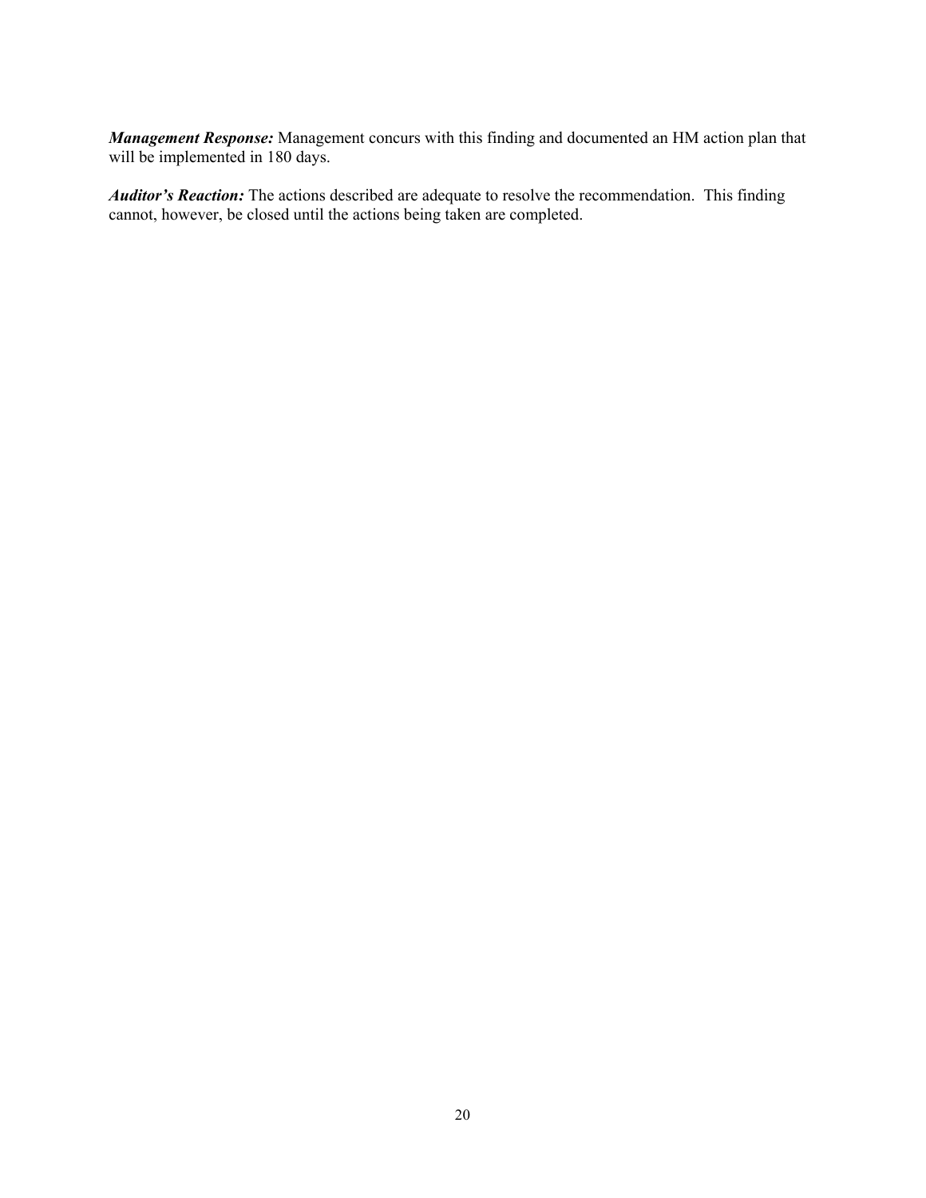***Management Response:*** Management concurs with this finding and documented an HM action plan that will be implemented in 180 days.

***Auditor's Reaction:*** The actions described are adequate to resolve the recommendation. This finding cannot, however, be closed until the actions being taken are completed.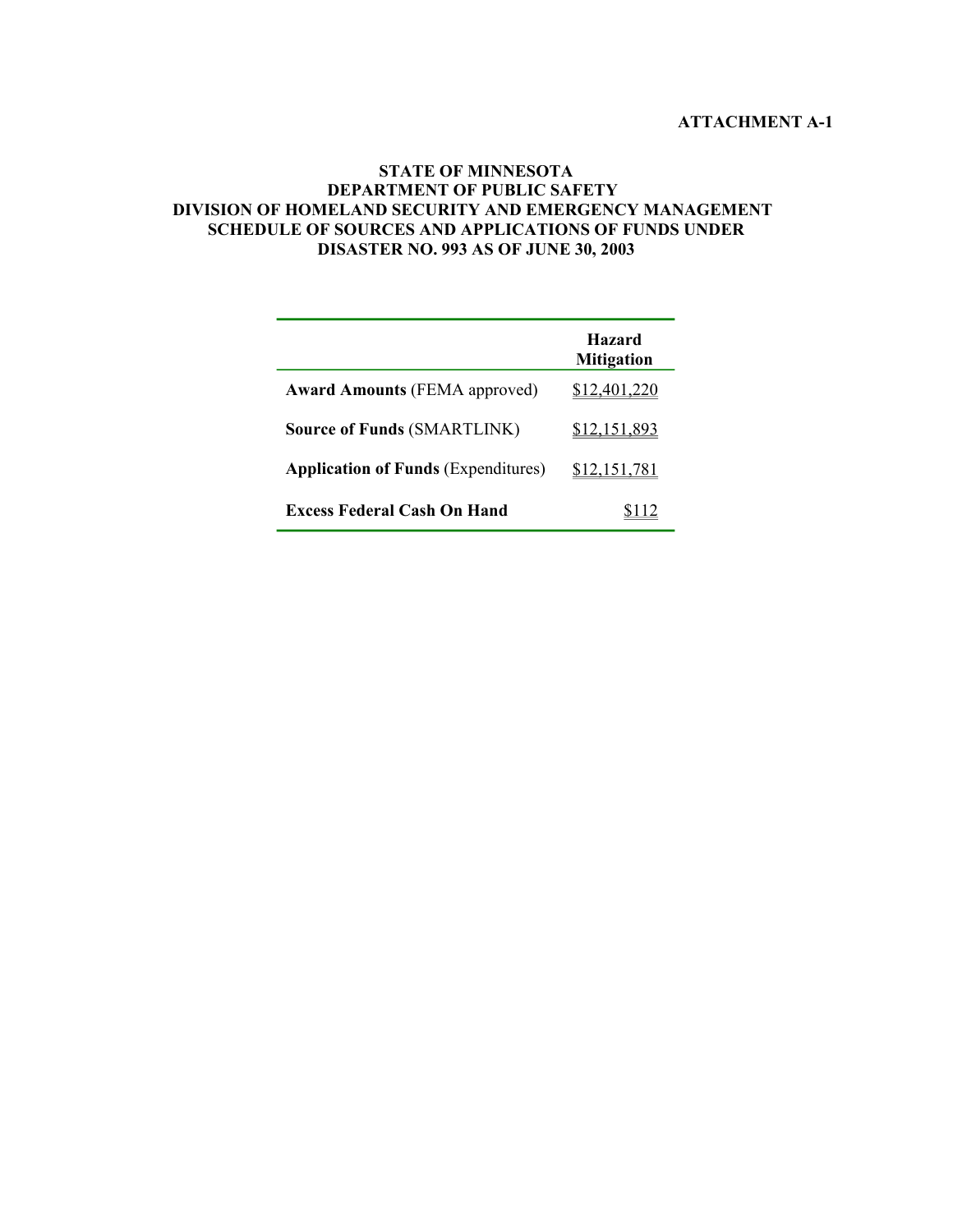**ATTACHMENT A-1**

**STATE OF MINNESOTA**
**DEPARTMENT OF PUBLIC SAFETY**
**DIVISION OF HOMELAND SECURITY AND EMERGENCY MANAGEMENT**
**SCHEDULE OF SOURCES AND APPLICATIONS OF FUNDS UNDER**
**DISASTER NO. 993 AS OF JUNE 30, 2003**

| | **Hazard Mitigation** |
|---|---|
| **Award Amounts** (FEMA approved) | $12,401,220 |
| **Source of Funds** (SMARTLINK) | $12,151,893 |
| **Application of Funds** (Expenditures) | $12,151,781 |
| **Excess Federal Cash On Hand** | $112 |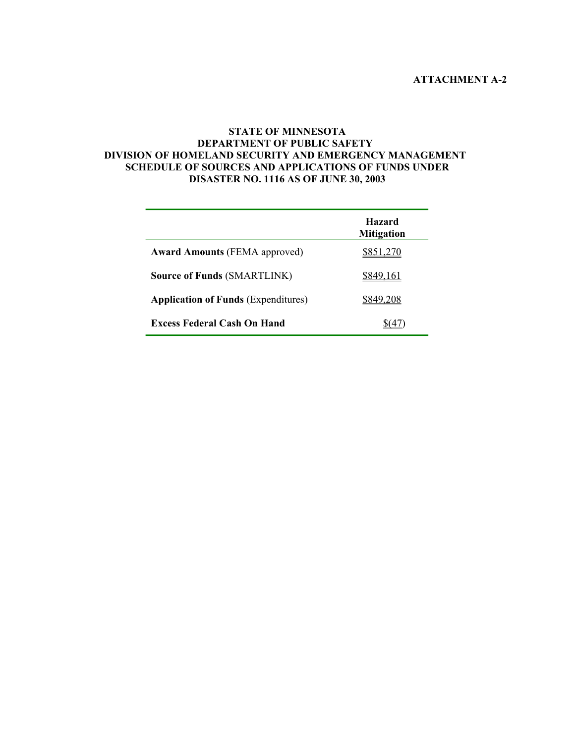ATTACHMENT A-2

**STATE OF MINNESOTA**
**DEPARTMENT OF PUBLIC SAFETY**
**DIVISION OF HOMELAND SECURITY AND EMERGENCY MANAGEMENT**
**SCHEDULE OF SOURCES AND APPLICATIONS OF FUNDS UNDER**
**DISASTER NO. 1116 AS OF JUNE 30, 2003**

| | **Hazard Mitigation** |
|---|---|
| **Award Amounts** (FEMA approved) | $851,270 |
| **Source of Funds** (SMARTLINK) | $849,161 |
| **Application of Funds** (Expenditures) | $849,208 |
| **Excess Federal Cash On Hand** | $(47) |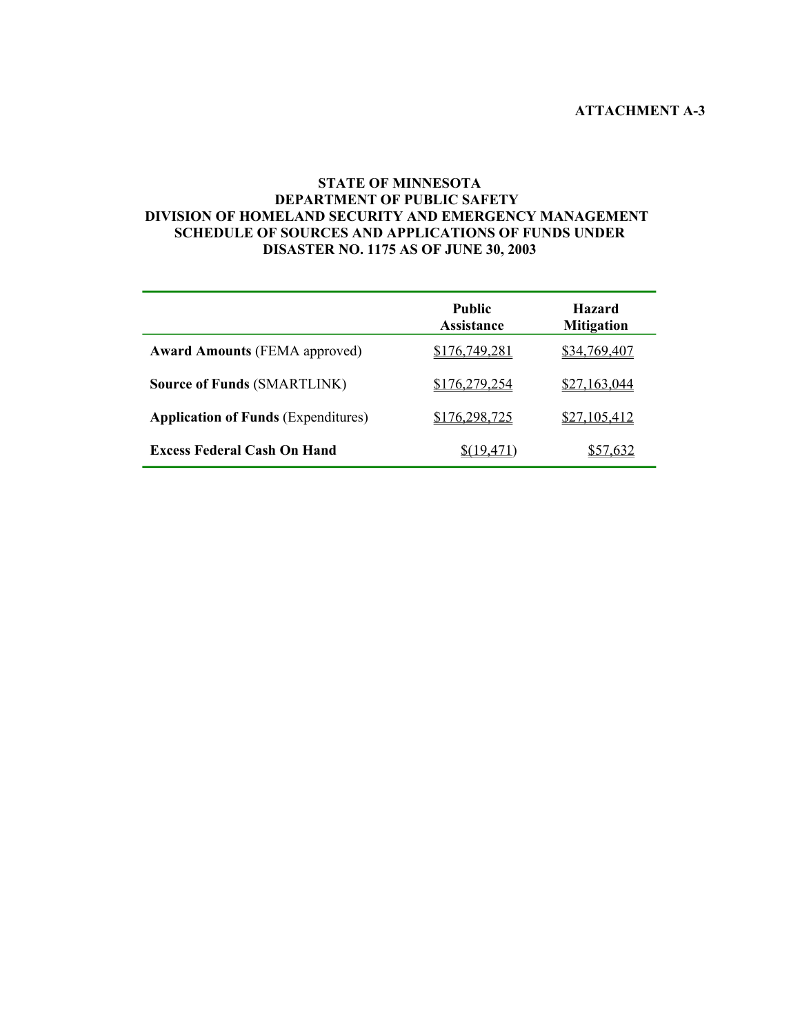**ATTACHMENT A-3**

**STATE OF MINNESOTA**
**DEPARTMENT OF PUBLIC SAFETY**
**DIVISION OF HOMELAND SECURITY AND EMERGENCY MANAGEMENT**
**SCHEDULE OF SOURCES AND APPLICATIONS OF FUNDS UNDER**
**DISASTER NO. 1175 AS OF JUNE 30, 2003**

| | Public Assistance | Hazard Mitigation |
|---|---|---|
| **Award Amounts** (FEMA approved) | $176,749,281 | $34,769,407 |
| **Source of Funds** (SMARTLINK) | $176,279,254 | $27,163,044 |
| **Application of Funds** (Expenditures) | $176,298,725 | $27,105,412 |
| **Excess Federal Cash On Hand** | $(19,471) | $57,632 |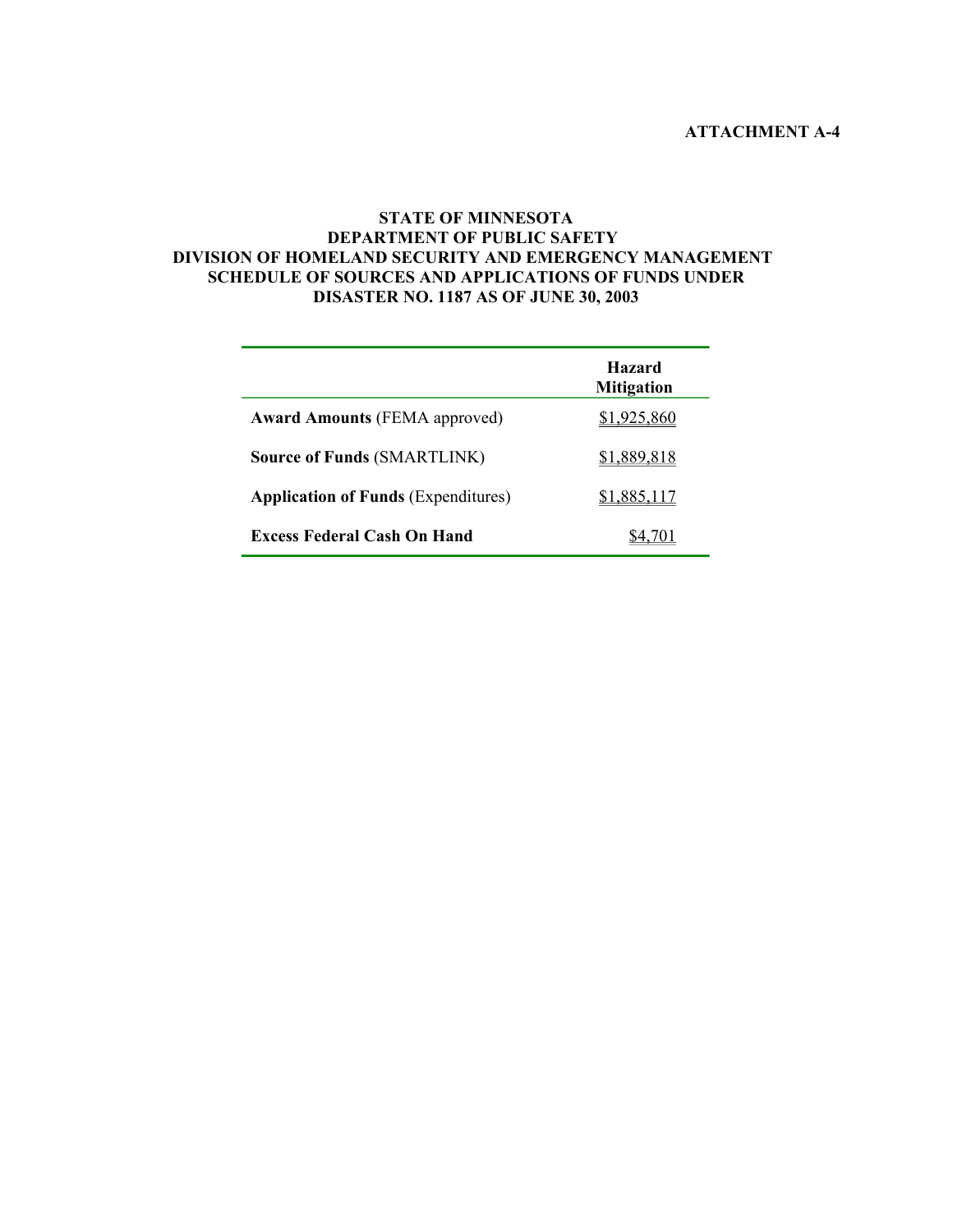**ATTACHMENT A-4**

**STATE OF MINNESOTA**
**DEPARTMENT OF PUBLIC SAFETY**
**DIVISION OF HOMELAND SECURITY AND EMERGENCY MANAGEMENT**
**SCHEDULE OF SOURCES AND APPLICATIONS OF FUNDS UNDER**
**DISASTER NO. 1187 AS OF JUNE 30, 2003**

| | Hazard Mitigation |
|---|---|
| **Award Amounts** (FEMA approved) | $1,925,860 |
| **Source of Funds** (SMARTLINK) | $1,889,818 |
| **Application of Funds** (Expenditures) | $1,885,117 |
| **Excess Federal Cash On Hand** | $4,701 |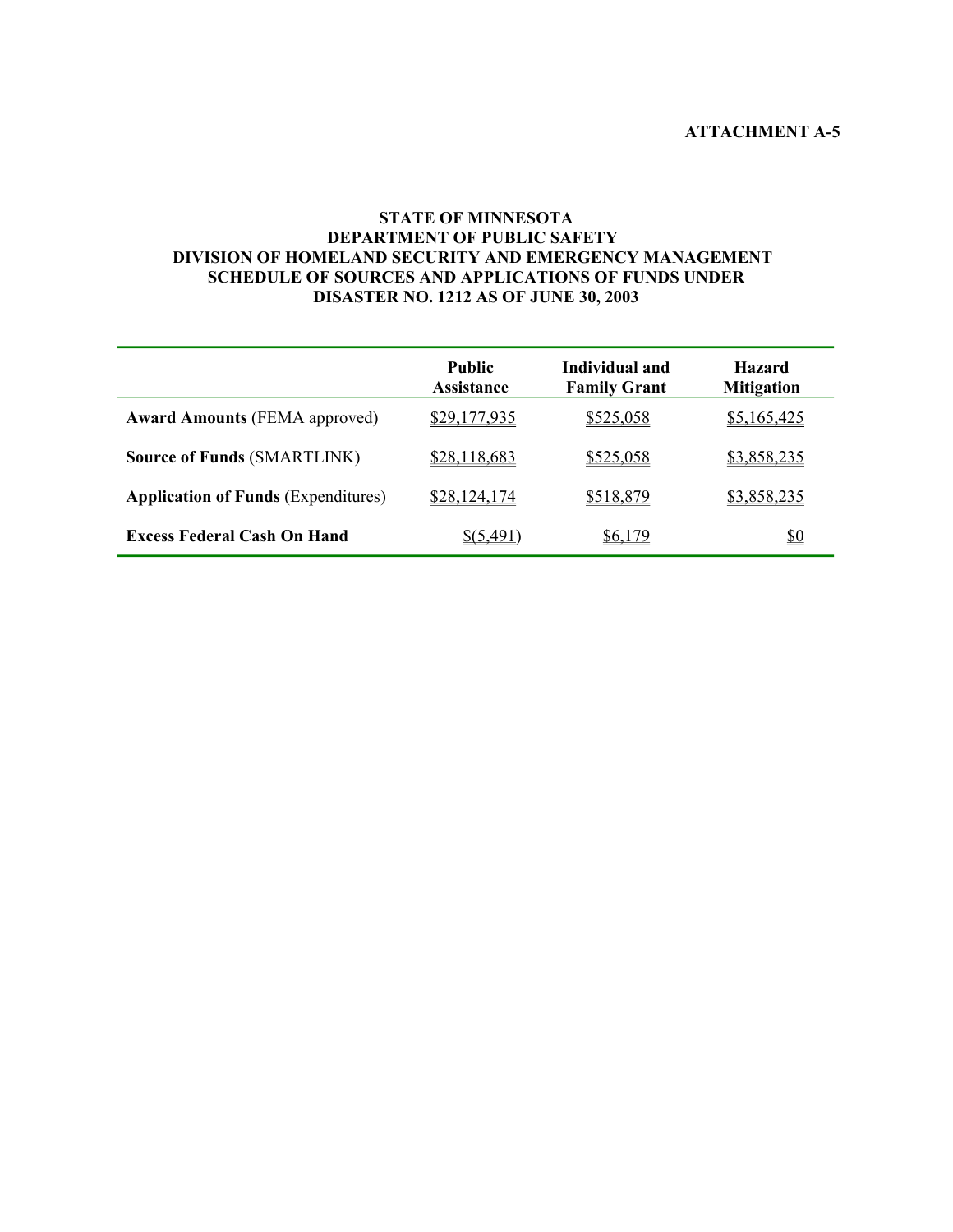**ATTACHMENT A-5**

**STATE OF MINNESOTA**
**DEPARTMENT OF PUBLIC SAFETY**
**DIVISION OF HOMELAND SECURITY AND EMERGENCY MANAGEMENT**
**SCHEDULE OF SOURCES AND APPLICATIONS OF FUNDS UNDER**
**DISASTER NO. 1212 AS OF JUNE 30, 2003**

| | **Public Assistance** | **Individual and Family Grant** | **Hazard Mitigation** |
|---|---|---|---|
| **Award Amounts** (FEMA approved) | $29,177,935 | $525,058 | $5,165,425 |
| **Source of Funds** (SMARTLINK) | $28,118,683 | $525,058 | $3,858,235 |
| **Application of Funds** (Expenditures) | $28,124,174 | $518,879 | $3,858,235 |
| **Excess Federal Cash On Hand** | $(5,491) | $6,179 | $0 |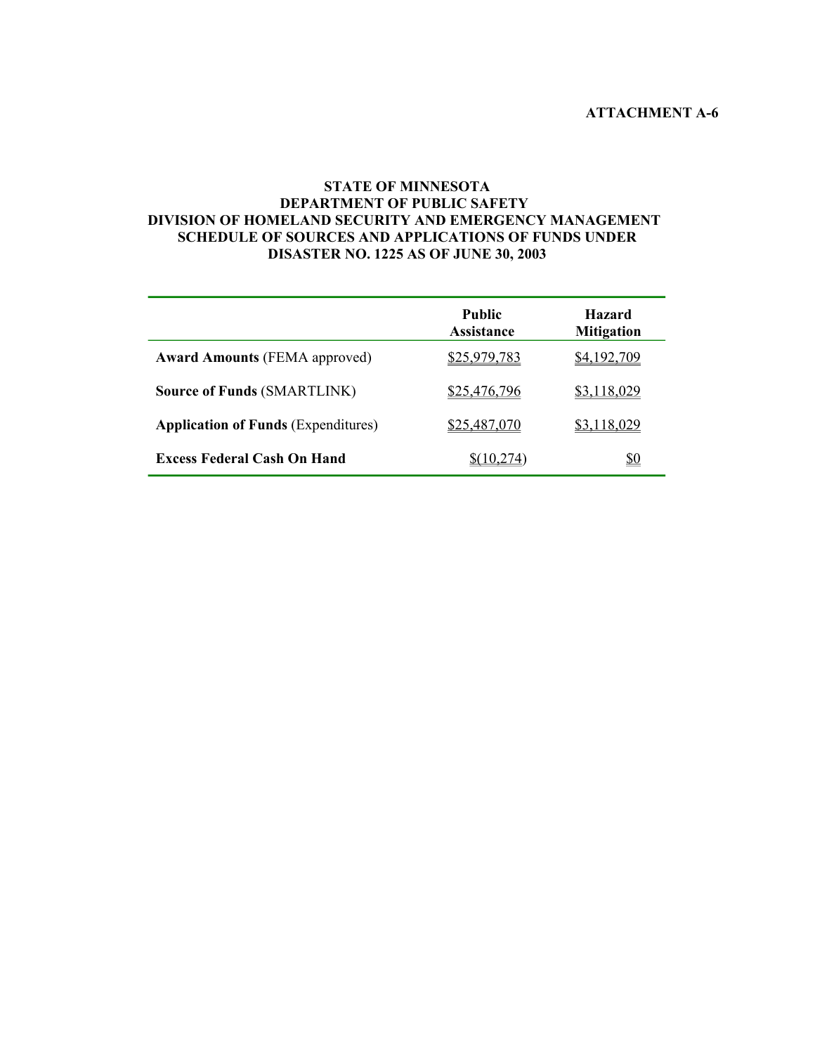ATTACHMENT A-6

# STATE OF MINNESOTA
# DEPARTMENT OF PUBLIC SAFETY
# DIVISION OF HOMELAND SECURITY AND EMERGENCY MANAGEMENT
# SCHEDULE OF SOURCES AND APPLICATIONS OF FUNDS UNDER DISASTER NO. 1225 AS OF JUNE 30, 2003

| | Public Assistance | Hazard Mitigation |
|---|---|---|
| **Award Amounts** (FEMA approved) | $25,979,783 | $4,192,709 |
| **Source of Funds** (SMARTLINK) | $25,476,796 | $3,118,029 |
| **Application of Funds** (Expenditures) | $25,487,070 | $3,118,029 |
| **Excess Federal Cash On Hand** | $(10,274) | $0 |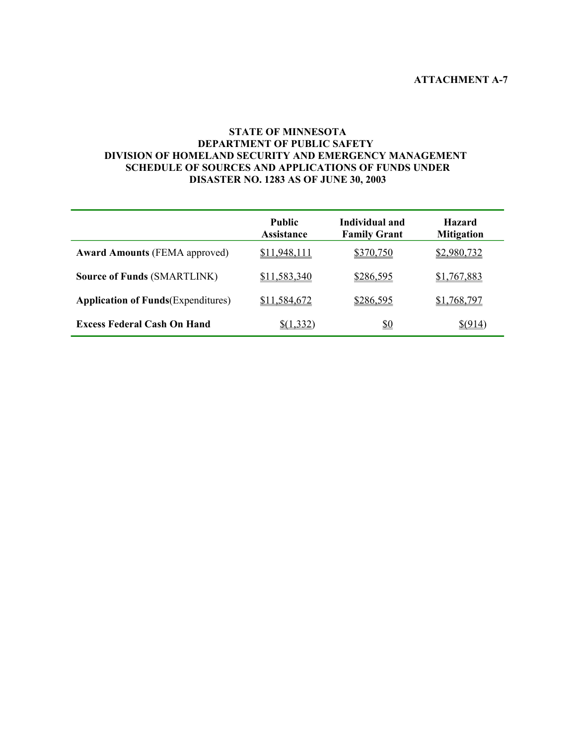**ATTACHMENT A-7**

# STATE OF MINNESOTA
## DEPARTMENT OF PUBLIC SAFETY
## DIVISION OF HOMELAND SECURITY AND EMERGENCY MANAGEMENT
## SCHEDULE OF SOURCES AND APPLICATIONS OF FUNDS UNDER DISASTER NO. 1283 AS OF JUNE 30, 2003

| | Public Assistance | Individual and Family Grant | Hazard Mitigation |
|---|---|---|---|
| **Award Amounts** (FEMA approved) | $11,948,111 | $370,750 | $2,980,732 |
| **Source of Funds** (SMARTLINK) | $11,583,340 | $286,595 | $1,767,883 |
| **Application of Funds**(Expenditures) | $11,584,672 | $286,595 | $1,768,797 |
| **Excess Federal Cash On Hand** | $(1,332) | $0 | $(914) |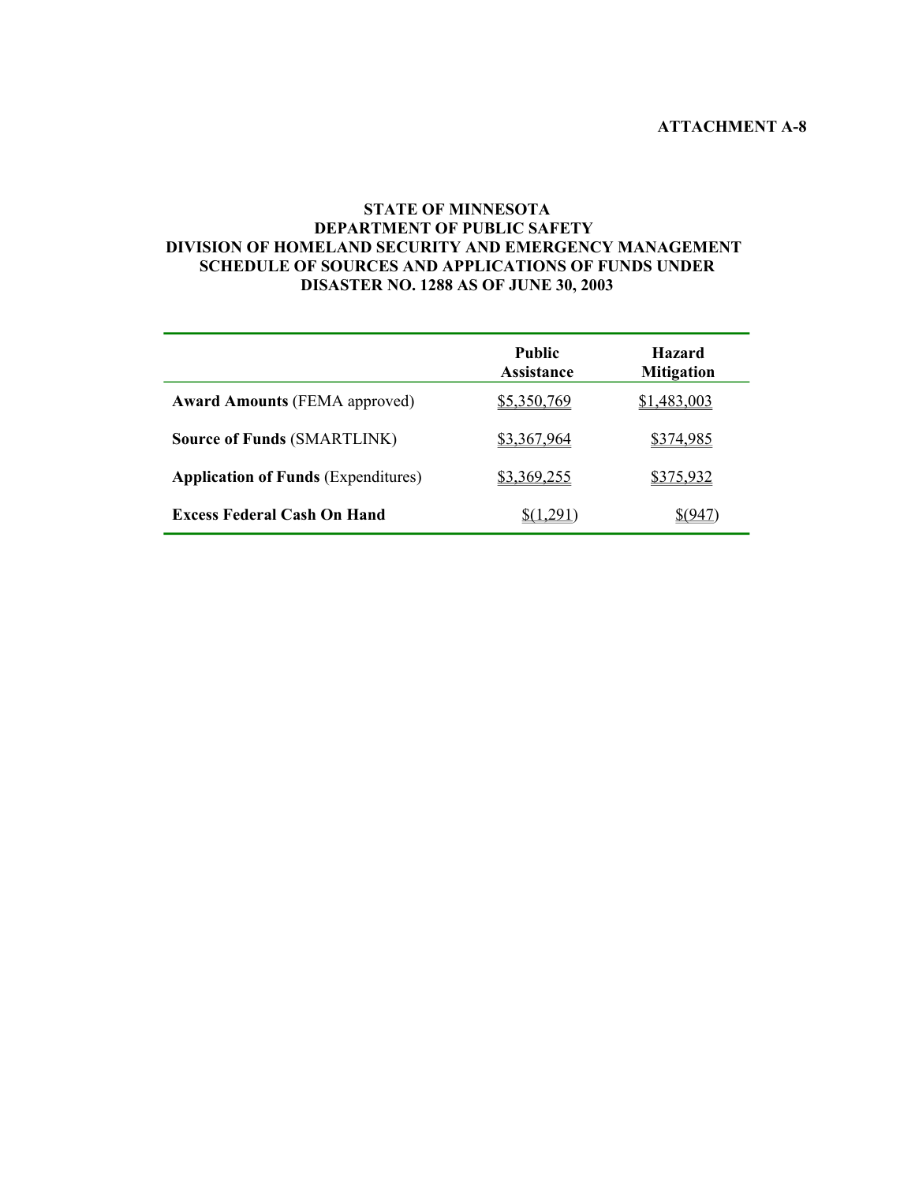**ATTACHMENT A-8**

**STATE OF MINNESOTA**
**DEPARTMENT OF PUBLIC SAFETY**
**DIVISION OF HOMELAND SECURITY AND EMERGENCY MANAGEMENT**
**SCHEDULE OF SOURCES AND APPLICATIONS OF FUNDS UNDER**
**DISASTER NO. 1288 AS OF JUNE 30, 2003**

| | **Public Assistance** | **Hazard Mitigation** |
|---|---|---|
| **Award Amounts** (FEMA approved) | $5,350,769 | $1,483,003 |
| **Source of Funds** (SMARTLINK) | $3,367,964 | $374,985 |
| **Application of Funds** (Expenditures) | $3,369,255 | $375,932 |
| **Excess Federal Cash On Hand** | $(1,291) | $(947) |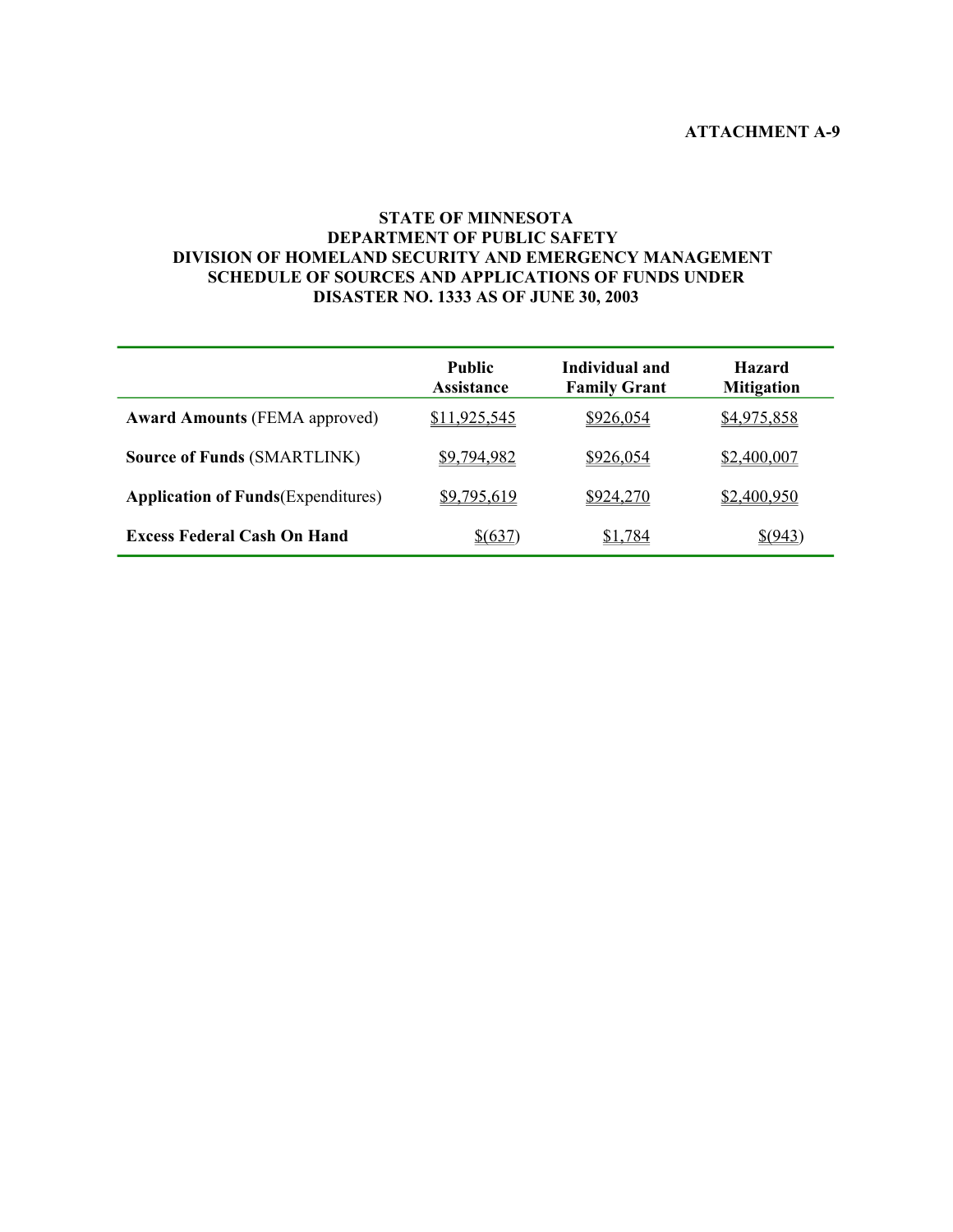ATTACHMENT A-9

# STATE OF MINNESOTA
## DEPARTMENT OF PUBLIC SAFETY
## DIVISION OF HOMELAND SECURITY AND EMERGENCY MANAGEMENT
## SCHEDULE OF SOURCES AND APPLICATIONS OF FUNDS UNDER DISASTER NO. 1333 AS OF JUNE 30, 2003

| | Public Assistance | Individual and Family Grant | Hazard Mitigation |
|---|---|---|---|
| **Award Amounts** (FEMA approved) | $11,925,545 | $926,054 | $4,975,858 |
| **Source of Funds** (SMARTLINK) | $9,794,982 | $926,054 | $2,400,007 |
| **Application of Funds**(Expenditures) | $9,795,619 | $924,270 | $2,400,950 |
| **Excess Federal Cash On Hand** | $(637) | $1,784 | $(943) |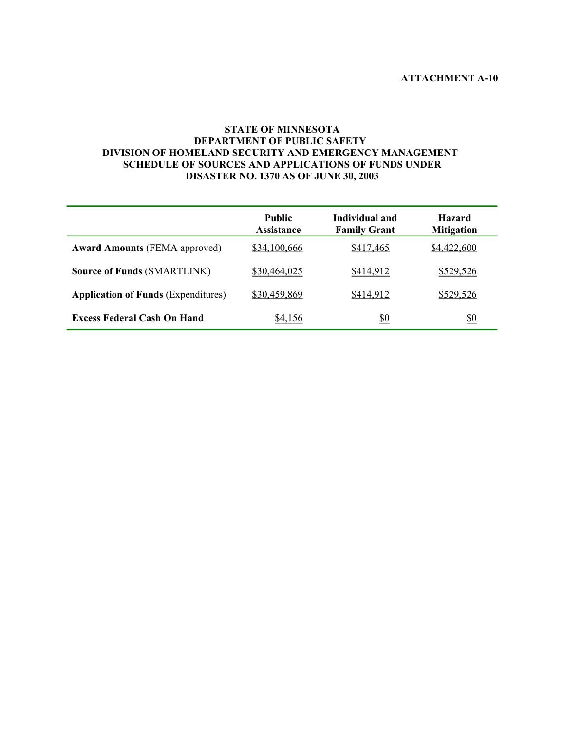**ATTACHMENT A-10**

**STATE OF MINNESOTA**
**DEPARTMENT OF PUBLIC SAFETY**
**DIVISION OF HOMELAND SECURITY AND EMERGENCY MANAGEMENT**
**SCHEDULE OF SOURCES AND APPLICATIONS OF FUNDS UNDER**
**DISASTER NO. 1370 AS OF JUNE 30, 2003**

| | Public Assistance | Individual and Family Grant | Hazard Mitigation |
|---|---|---|---|
| **Award Amounts** (FEMA approved) | $34,100,666 | $417,465 | $4,422,600 |
| **Source of Funds** (SMARTLINK) | $30,464,025 | $414,912 | $529,526 |
| **Application of Funds** (Expenditures) | $30,459,869 | $414,912 | $529,526 |
| **Excess Federal Cash On Hand** | $4,156 | $0 | $0 |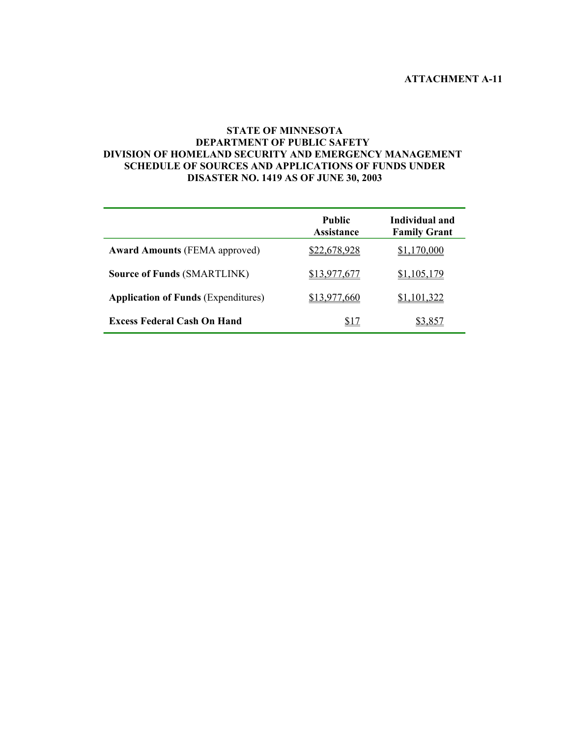ATTACHMENT A-11

# STATE OF MINNESOTA
## DEPARTMENT OF PUBLIC SAFETY
## DIVISION OF HOMELAND SECURITY AND EMERGENCY MANAGEMENT
## SCHEDULE OF SOURCES AND APPLICATIONS OF FUNDS UNDER DISASTER NO. 1419 AS OF JUNE 30, 2003

| | Public Assistance | Individual and Family Grant |
|---|---|---|
| **Award Amounts** (FEMA approved) | $22,678,928 | $1,170,000 |
| **Source of Funds** (SMARTLINK) | $13,977,677 | $1,105,179 |
| **Application of Funds** (Expenditures) | $13,977,660 | $1,101,322 |
| **Excess Federal Cash On Hand** | $17 | $3,857 |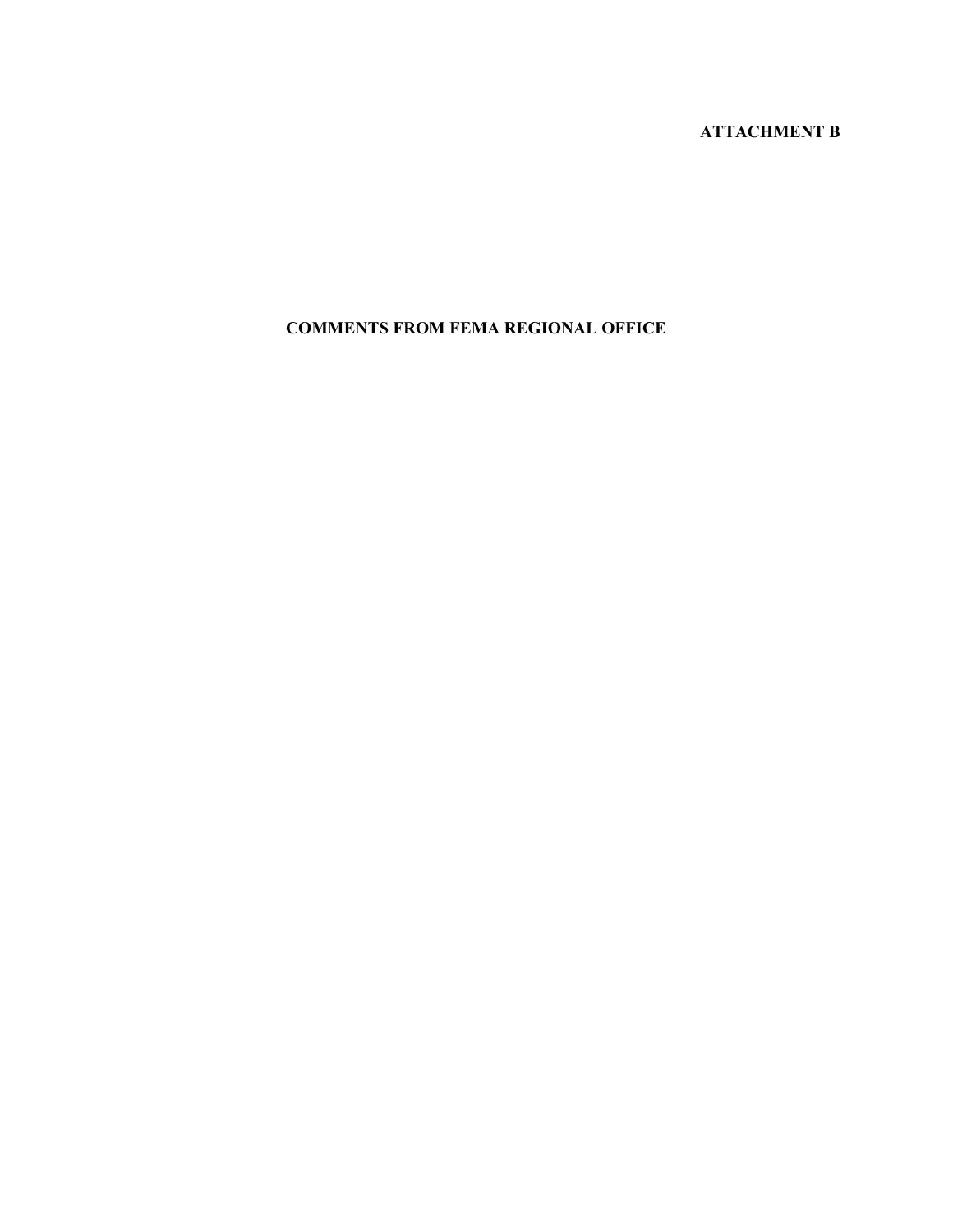**ATTACHMENT B**

# COMMENTS FROM FEMA REGIONAL OFFICE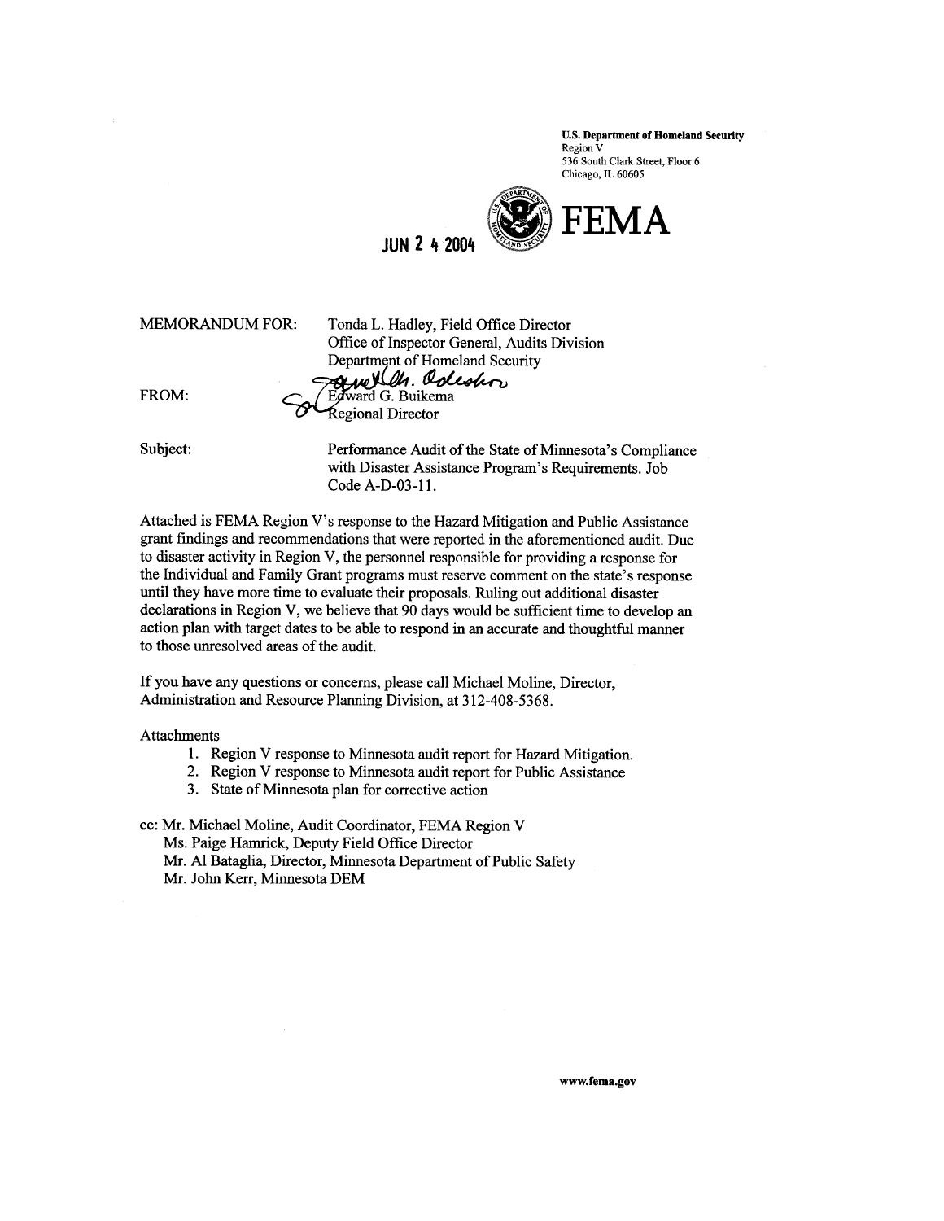**U.S. Department of Homeland Security**
Region V
536 South Clark Street, Floor 6
Chicago, IL 60605

**FEMA**

JUN 2 4 2004

MEMORANDUM FOR: Tonda L. Hadley, Field Office Director
Office of Inspector General, Audits Division
Department of Homeland Security

FROM: Edward G. Buikema
Regional Director

Subject: Performance Audit of the State of Minnesota's Compliance with Disaster Assistance Program's Requirements. Job Code A-D-03-11.

Attached is FEMA Region V's response to the Hazard Mitigation and Public Assistance grant findings and recommendations that were reported in the aforementioned audit. Due to disaster activity in Region V, the personnel responsible for providing a response for the Individual and Family Grant programs must reserve comment on the state's response until they have more time to evaluate their proposals. Ruling out additional disaster declarations in Region V, we believe that 90 days would be sufficient time to develop an action plan with target dates to be able to respond in an accurate and thoughtful manner to those unresolved areas of the audit.

If you have any questions or concerns, please call Michael Moline, Director, Administration and Resource Planning Division, at 312-408-5368.

Attachments

1. Region V response to Minnesota audit report for Hazard Mitigation.
2. Region V response to Minnesota audit report for Public Assistance
3. State of Minnesota plan for corrective action

cc: Mr. Michael Moline, Audit Coordinator, FEMA Region V
Ms. Paige Hamrick, Deputy Field Office Director
Mr. Al Bataglia, Director, Minnesota Department of Public Safety
Mr. John Kerr, Minnesota DEM

www.fema.gov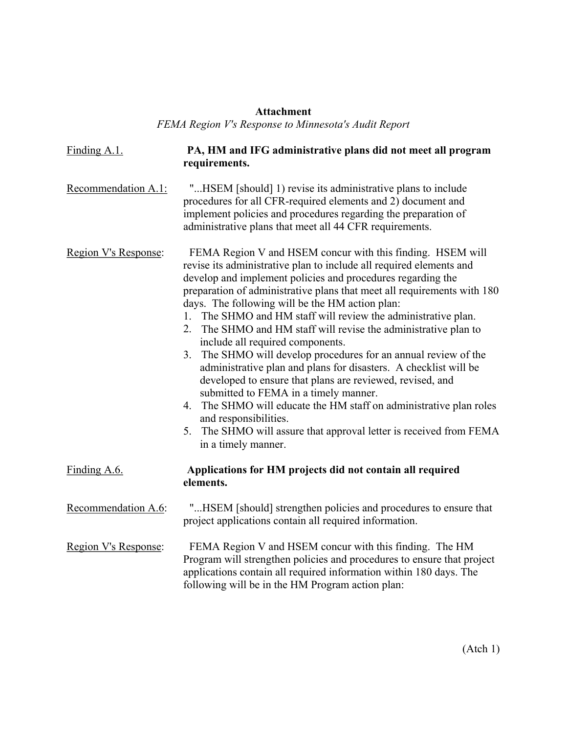**Attachment**

*FEMA Region V's Response to Minnesota's Audit Report*

Finding A.1. **PA, HM and IFG administrative plans did not meet all program requirements.**

Recommendation A.1: "...HSEM [should] 1) revise its administrative plans to include procedures for all CFR-required elements and 2) document and implement policies and procedures regarding the preparation of administrative plans that meet all 44 CFR requirements.

Region V's Response: FEMA Region V and HSEM concur with this finding. HSEM will revise its administrative plan to include all required elements and develop and implement policies and procedures regarding the preparation of administrative plans that meet all requirements with 180 days. The following will be the HM action plan:

1. The SHMO and HM staff will review the administrative plan.
2. The SHMO and HM staff will revise the administrative plan to include all required components.
3. The SHMO will develop procedures for an annual review of the administrative plan and plans for disasters. A checklist will be developed to ensure that plans are reviewed, revised, and submitted to FEMA in a timely manner.
4. The SHMO will educate the HM staff on administrative plan roles and responsibilities.
5. The SHMO will assure that approval letter is received from FEMA in a timely manner.

Finding A.6. **Applications for HM projects did not contain all required elements.**

Recommendation A.6: "...HSEM [should] strengthen policies and procedures to ensure that project applications contain all required information.

Region V's Response: FEMA Region V and HSEM concur with this finding. The HM Program will strengthen policies and procedures to ensure that project applications contain all required information within 180 days. The following will be in the HM Program action plan:

(Atch 1)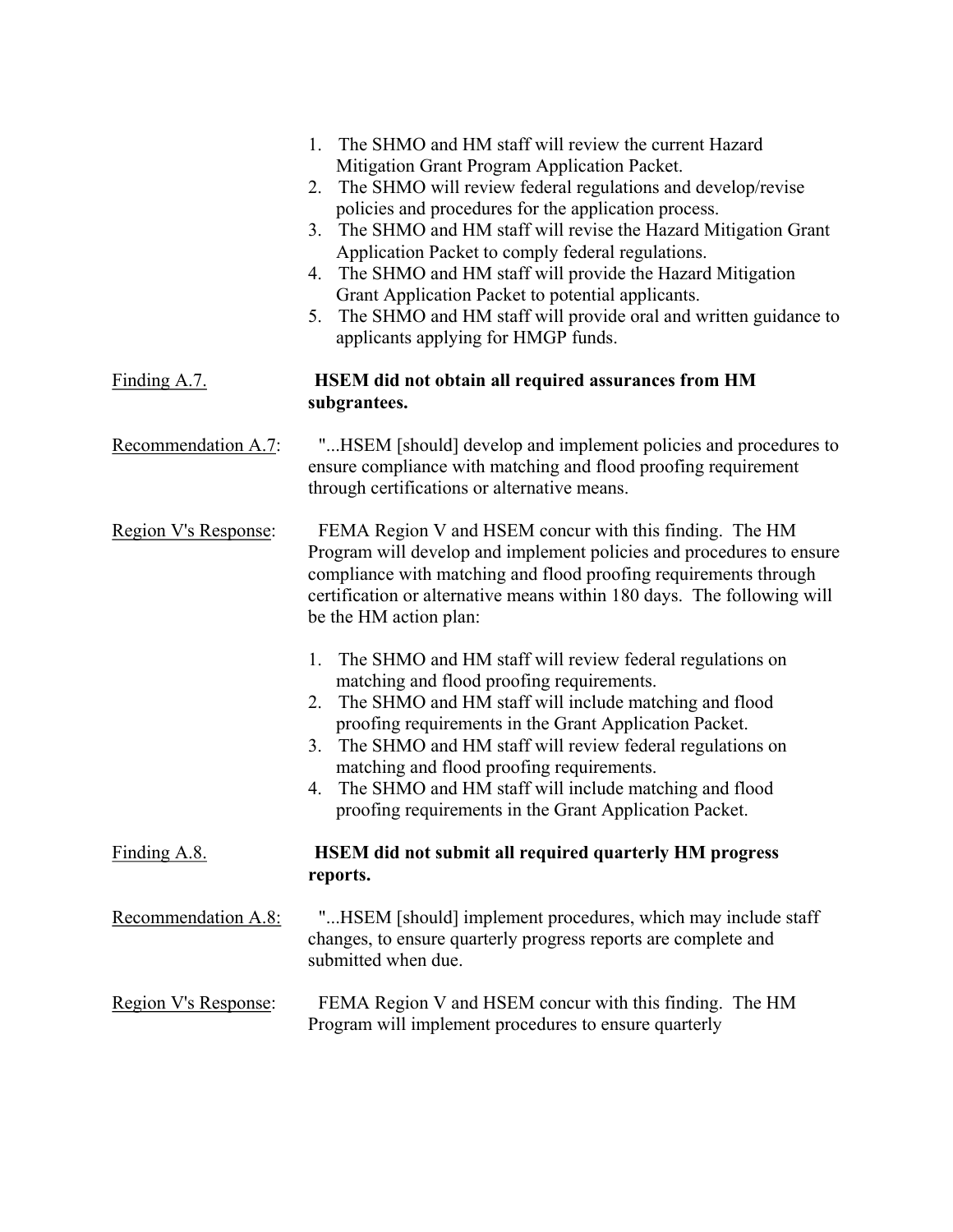1. The SHMO and HM staff will review the current Hazard Mitigation Grant Program Application Packet.
2. The SHMO will review federal regulations and develop/revise policies and procedures for the application process.
3. The SHMO and HM staff will revise the Hazard Mitigation Grant Application Packet to comply federal regulations.
4. The SHMO and HM staff will provide the Hazard Mitigation Grant Application Packet to potential applicants.
5. The SHMO and HM staff will provide oral and written guidance to applicants applying for HMGP funds.

Finding A.7. **HSEM did not obtain all required assurances from HM subgrantees.**

Recommendation A.7: "...HSEM [should] develop and implement policies and procedures to ensure compliance with matching and flood proofing requirement through certifications or alternative means.

Region V's Response: FEMA Region V and HSEM concur with this finding. The HM Program will develop and implement policies and procedures to ensure compliance with matching and flood proofing requirements through certification or alternative means within 180 days. The following will be the HM action plan:

1. The SHMO and HM staff will review federal regulations on matching and flood proofing requirements.
2. The SHMO and HM staff will include matching and flood proofing requirements in the Grant Application Packet.
3. The SHMO and HM staff will review federal regulations on matching and flood proofing requirements.
4. The SHMO and HM staff will include matching and flood proofing requirements in the Grant Application Packet.

Finding A.8. **HSEM did not submit all required quarterly HM progress reports.**

Recommendation A.8: "...HSEM [should] implement procedures, which may include staff changes, to ensure quarterly progress reports are complete and submitted when due.

Region V's Response: FEMA Region V and HSEM concur with this finding. The HM Program will implement procedures to ensure quarterly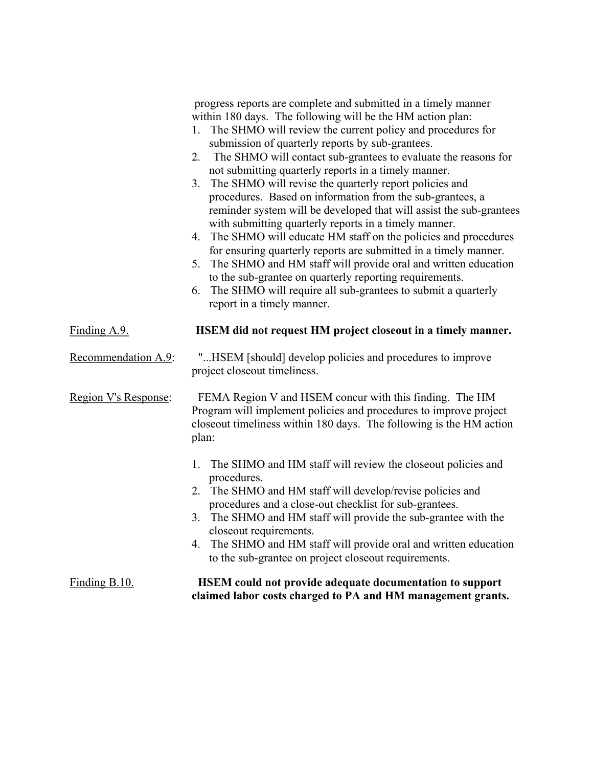progress reports are complete and submitted in a timely manner within 180 days. The following will be the HM action plan:

1. The SHMO will review the current policy and procedures for submission of quarterly reports by sub-grantees.
2. The SHMO will contact sub-grantees to evaluate the reasons for not submitting quarterly reports in a timely manner.
3. The SHMO will revise the quarterly report policies and procedures. Based on information from the sub-grantees, a reminder system will be developed that will assist the sub-grantees with submitting quarterly reports in a timely manner.
4. The SHMO will educate HM staff on the policies and procedures for ensuring quarterly reports are submitted in a timely manner.
5. The SHMO and HM staff will provide oral and written education to the sub-grantee on quarterly reporting requirements.
6. The SHMO will require all sub-grantees to submit a quarterly report in a timely manner.

Finding A.9. **HSEM did not request HM project closeout in a timely manner.**

Recommendation A.9: "...HSEM [should] develop policies and procedures to improve project closeout timeliness.

Region V's Response: FEMA Region V and HSEM concur with this finding. The HM Program will implement policies and procedures to improve project closeout timeliness within 180 days. The following is the HM action plan:

1. The SHMO and HM staff will review the closeout policies and procedures.
2. The SHMO and HM staff will develop/revise policies and procedures and a close-out checklist for sub-grantees.
3. The SHMO and HM staff will provide the sub-grantee with the closeout requirements.
4. The SHMO and HM staff will provide oral and written education to the sub-grantee on project closeout requirements.

Finding B.10. **HSEM could not provide adequate documentation to support claimed labor costs charged to PA and HM management grants.**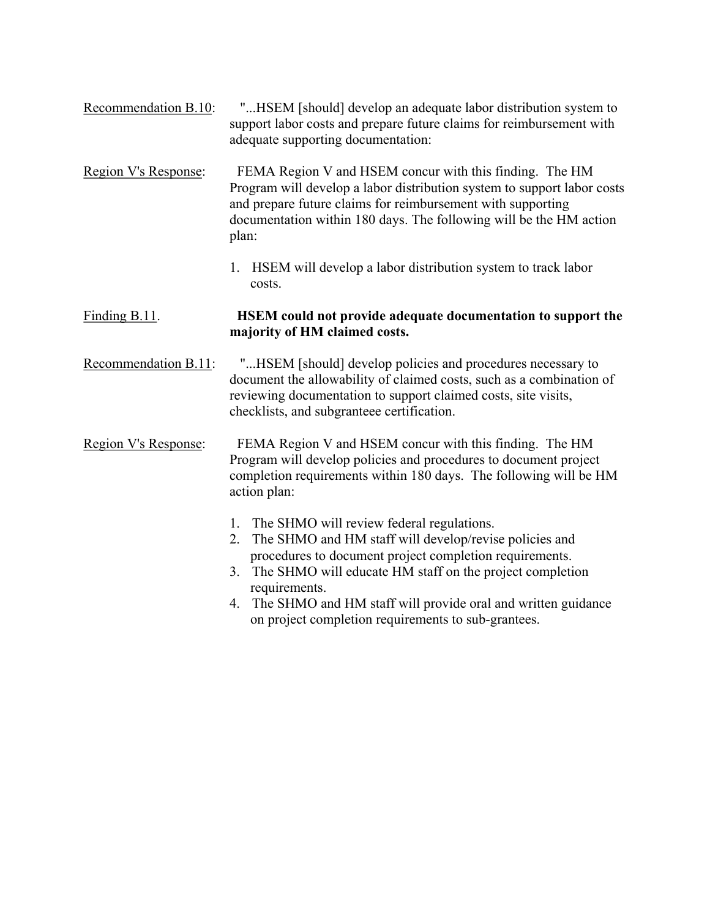Recommendation B.10: "...HSEM [should] develop an adequate labor distribution system to support labor costs and prepare future claims for reimbursement with adequate supporting documentation:

Region V's Response: FEMA Region V and HSEM concur with this finding. The HM Program will develop a labor distribution system to support labor costs and prepare future claims for reimbursement with supporting documentation within 180 days. The following will be the HM action plan:

1. HSEM will develop a labor distribution system to track labor costs.

Finding B.11. **HSEM could not provide adequate documentation to support the majority of HM claimed costs.**

Recommendation B.11: "...HSEM [should] develop policies and procedures necessary to document the allowability of claimed costs, such as a combination of reviewing documentation to support claimed costs, site visits, checklists, and subgranteee certification.

Region V's Response: FEMA Region V and HSEM concur with this finding. The HM Program will develop policies and procedures to document project completion requirements within 180 days. The following will be HM action plan:

1. The SHMO will review federal regulations.
2. The SHMO and HM staff will develop/revise policies and procedures to document project completion requirements.
3. The SHMO will educate HM staff on the project completion requirements.
4. The SHMO and HM staff will provide oral and written guidance on project completion requirements to sub-grantees.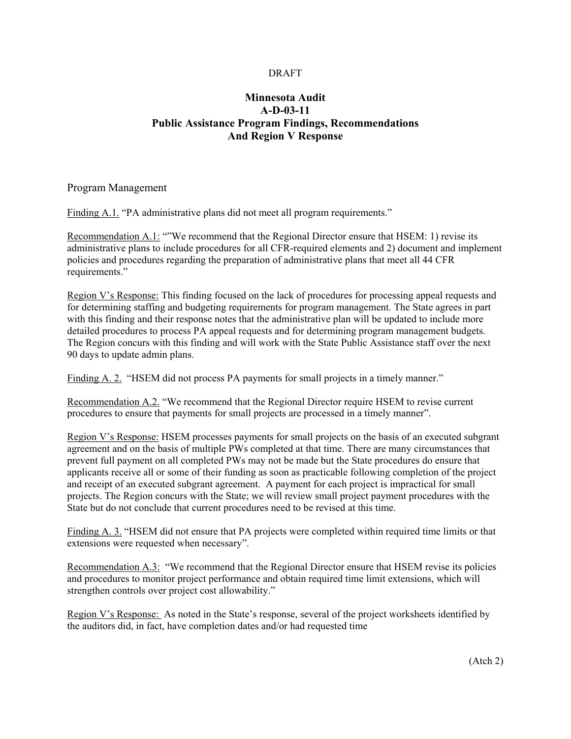DRAFT

# Minnesota Audit
# A-D-03-11
# Public Assistance Program Findings, Recommendations And Region V Response

## Program Management

<u>Finding A.1.</u> "PA administrative plans did not meet all program requirements."

<u>Recommendation A.1:</u> ""We recommend that the Regional Director ensure that HSEM: 1) revise its administrative plans to include procedures for all CFR-required elements and 2) document and implement policies and procedures regarding the preparation of administrative plans that meet all 44 CFR requirements."

<u>Region V's Response:</u> This finding focused on the lack of procedures for processing appeal requests and for determining staffing and budgeting requirements for program management. The State agrees in part with this finding and their response notes that the administrative plan will be updated to include more detailed procedures to process PA appeal requests and for determining program management budgets. The Region concurs with this finding and will work with the State Public Assistance staff over the next 90 days to update admin plans.

<u>Finding A. 2.</u> "HSEM did not process PA payments for small projects in a timely manner."

<u>Recommendation A.2.</u> "We recommend that the Regional Director require HSEM to revise current procedures to ensure that payments for small projects are processed in a timely manner".

<u>Region V's Response:</u> HSEM processes payments for small projects on the basis of an executed subgrant agreement and on the basis of multiple PWs completed at that time. There are many circumstances that prevent full payment on all completed PWs may not be made but the State procedures do ensure that applicants receive all or some of their funding as soon as practicable following completion of the project and receipt of an executed subgrant agreement. A payment for each project is impractical for small projects. The Region concurs with the State; we will review small project payment procedures with the State but do not conclude that current procedures need to be revised at this time.

<u>Finding A. 3.</u> "HSEM did not ensure that PA projects were completed within required time limits or that extensions were requested when necessary".

<u>Recommendation A.3:</u> "We recommend that the Regional Director ensure that HSEM revise its policies and procedures to monitor project performance and obtain required time limit extensions, which will strengthen controls over project cost allowability."

<u>Region V's Response:</u> As noted in the State's response, several of the project worksheets identified by the auditors did, in fact, have completion dates and/or had requested time

(Atch 2)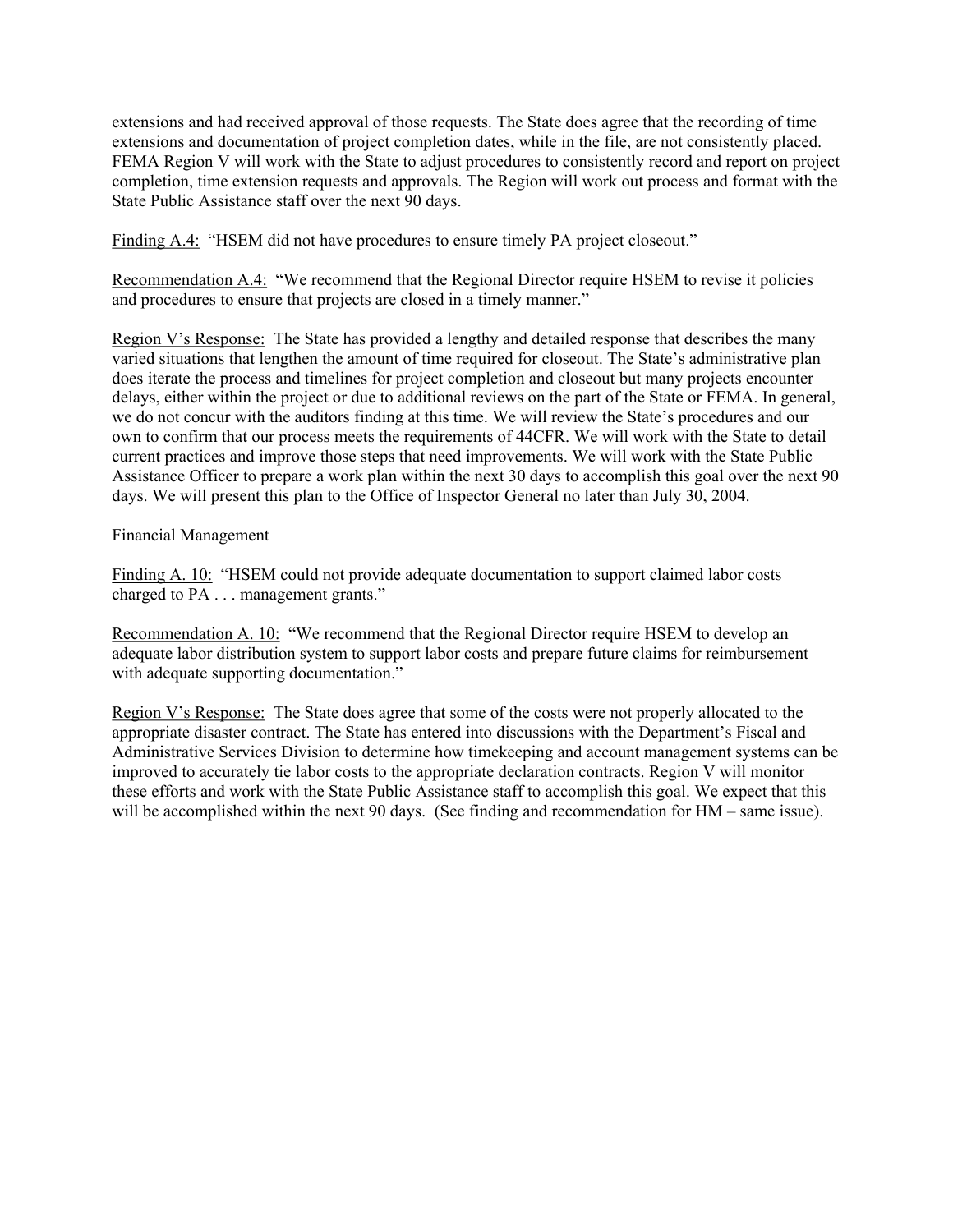extensions and had received approval of those requests. The State does agree that the recording of time extensions and documentation of project completion dates, while in the file, are not consistently placed. FEMA Region V will work with the State to adjust procedures to consistently record and report on project completion, time extension requests and approvals. The Region will work out process and format with the State Public Assistance staff over the next 90 days.

Finding A.4: "HSEM did not have procedures to ensure timely PA project closeout."

Recommendation A.4: "We recommend that the Regional Director require HSEM to revise it policies and procedures to ensure that projects are closed in a timely manner."

Region V's Response: The State has provided a lengthy and detailed response that describes the many varied situations that lengthen the amount of time required for closeout. The State's administrative plan does iterate the process and timelines for project completion and closeout but many projects encounter delays, either within the project or due to additional reviews on the part of the State or FEMA. In general, we do not concur with the auditors finding at this time. We will review the State's procedures and our own to confirm that our process meets the requirements of 44CFR. We will work with the State to detail current practices and improve those steps that need improvements. We will work with the State Public Assistance Officer to prepare a work plan within the next 30 days to accomplish this goal over the next 90 days. We will present this plan to the Office of Inspector General no later than July 30, 2004.

Financial Management

Finding A. 10: "HSEM could not provide adequate documentation to support claimed labor costs charged to PA . . . management grants."

Recommendation A. 10: "We recommend that the Regional Director require HSEM to develop an adequate labor distribution system to support labor costs and prepare future claims for reimbursement with adequate supporting documentation."

Region V's Response: The State does agree that some of the costs were not properly allocated to the appropriate disaster contract. The State has entered into discussions with the Department's Fiscal and Administrative Services Division to determine how timekeeping and account management systems can be improved to accurately tie labor costs to the appropriate declaration contracts. Region V will monitor these efforts and work with the State Public Assistance staff to accomplish this goal. We expect that this will be accomplished within the next 90 days. (See finding and recommendation for HM – same issue).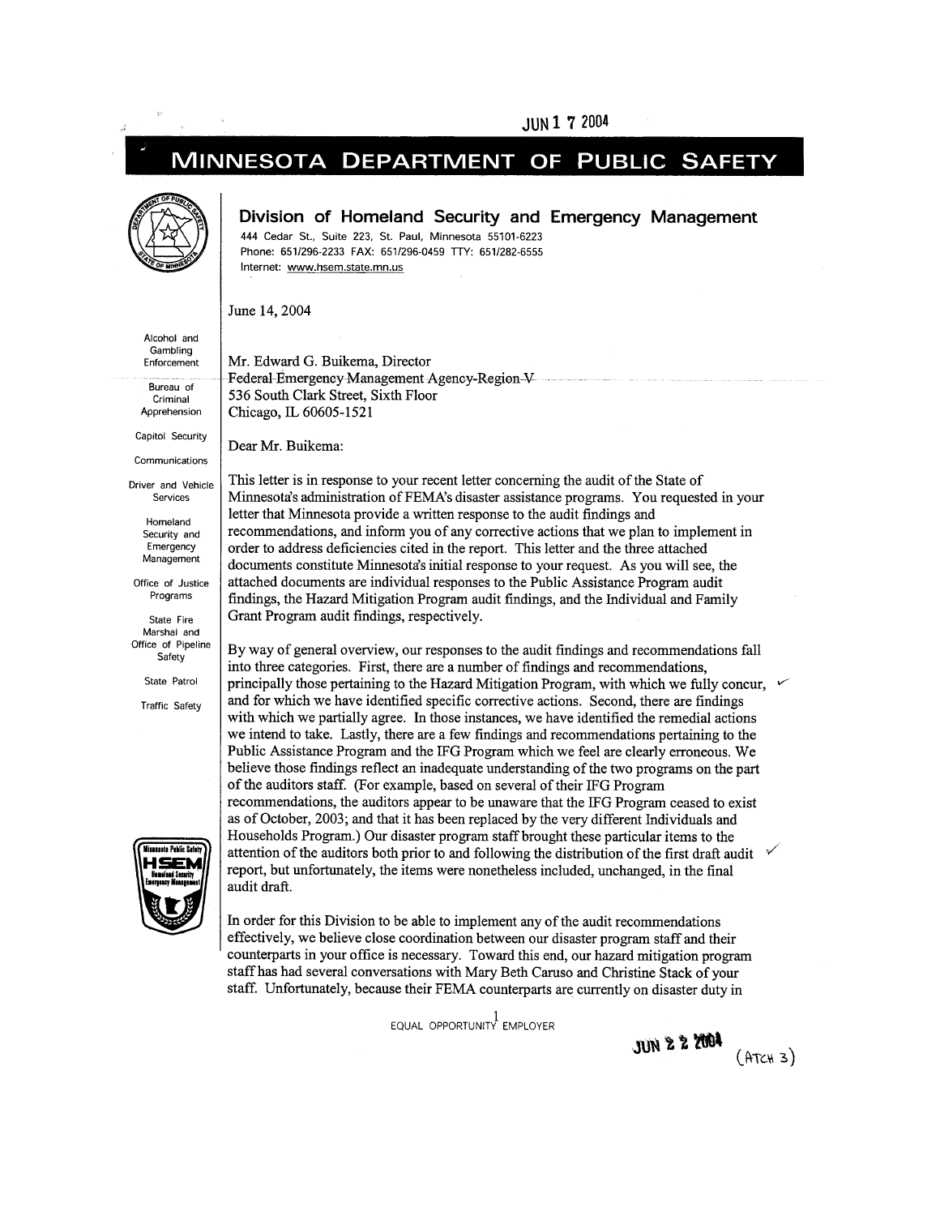JUN 17 2004

# MINNESOTA DEPARTMENT OF PUBLIC SAFETY

## Division of Homeland Security and Emergency Management

444 Cedar St., Suite 223, St. Paul, Minnesota 55101-6223
Phone: 651/296-2233 FAX: 651/296-0459 TTY: 651/282-6555
Internet: www.hsem.state.mn.us

Alcohol and Gambling Enforcement
Bureau of Criminal Apprehension
Capitol Security
Communications
Driver and Vehicle Services
Homeland Security and Emergency Management
Office of Justice Programs
State Fire Marshal and Office of Pipeline Safety
State Patrol
Traffic Safety

June 14, 2004

Mr. Edward G. Buikema, Director
Federal Emergency Management Agency-Region V
536 South Clark Street, Sixth Floor
Chicago, IL 60605-1521

Dear Mr. Buikema:

This letter is in response to your recent letter concerning the audit of the State of Minnesota's administration of FEMA's disaster assistance programs. You requested in your letter that Minnesota provide a written response to the audit findings and recommendations, and inform you of any corrective actions that we plan to implement in order to address deficiencies cited in the report. This letter and the three attached documents constitute Minnesota's initial response to your request. As you will see, the attached documents are individual responses to the Public Assistance Program audit findings, the Hazard Mitigation Program audit findings, and the Individual and Family Grant Program audit findings, respectively.

By way of general overview, our responses to the audit findings and recommendations fall into three categories. First, there are a number of findings and recommendations, principally those pertaining to the Hazard Mitigation Program, with which we fully concur, and for which we have identified specific corrective actions. Second, there are findings with which we partially agree. In those instances, we have identified the remedial actions we intend to take. Lastly, there are a few findings and recommendations pertaining to the Public Assistance Program and the IFG Program which we feel are clearly erroneous. We believe those findings reflect an inadequate understanding of the two programs on the part of the auditors staff. (For example, based on several of their IFG Program recommendations, the auditors appear to be unaware that the IFG Program ceased to exist as of October, 2003; and that it has been replaced by the very different Individuals and Households Program.) Our disaster program staff brought these particular items to the attention of the auditors both prior to and following the distribution of the first draft audit report, but unfortunately, the items were nonetheless included, unchanged, in the final audit draft.

In order for this Division to be able to implement any of the audit recommendations effectively, we believe close coordination between our disaster program staff and their counterparts in your office is necessary. Toward this end, our hazard mitigation program staff has had several conversations with Mary Beth Caruso and Christine Stack of your staff. Unfortunately, because their FEMA counterparts are currently on disaster duty in

EQUAL OPPORTUNITY EMPLOYER

JUN 22 2004

(ATCH 3)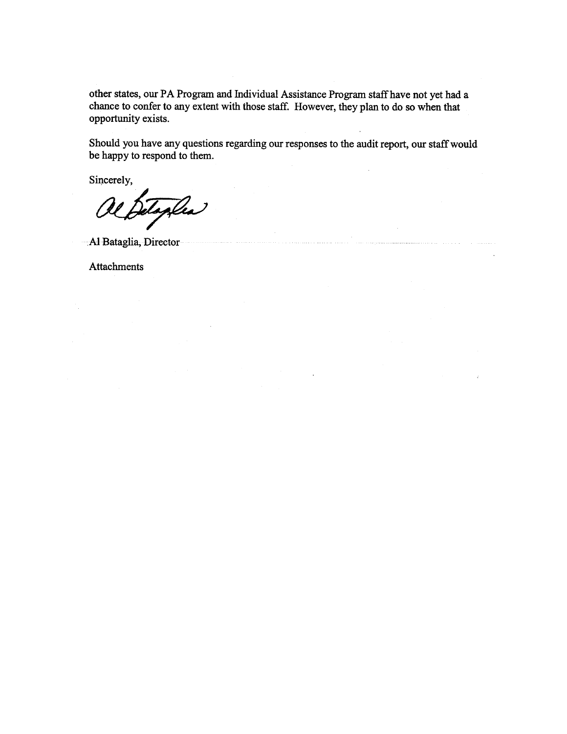other states, our PA Program and Individual Assistance Program staff have not yet had a chance to confer to any extent with those staff. However, they plan to do so when that opportunity exists.

Should you have any questions regarding our responses to the audit report, our staff would be happy to respond to them.

Sincerely,

Al Bataglia, Director

Attachments